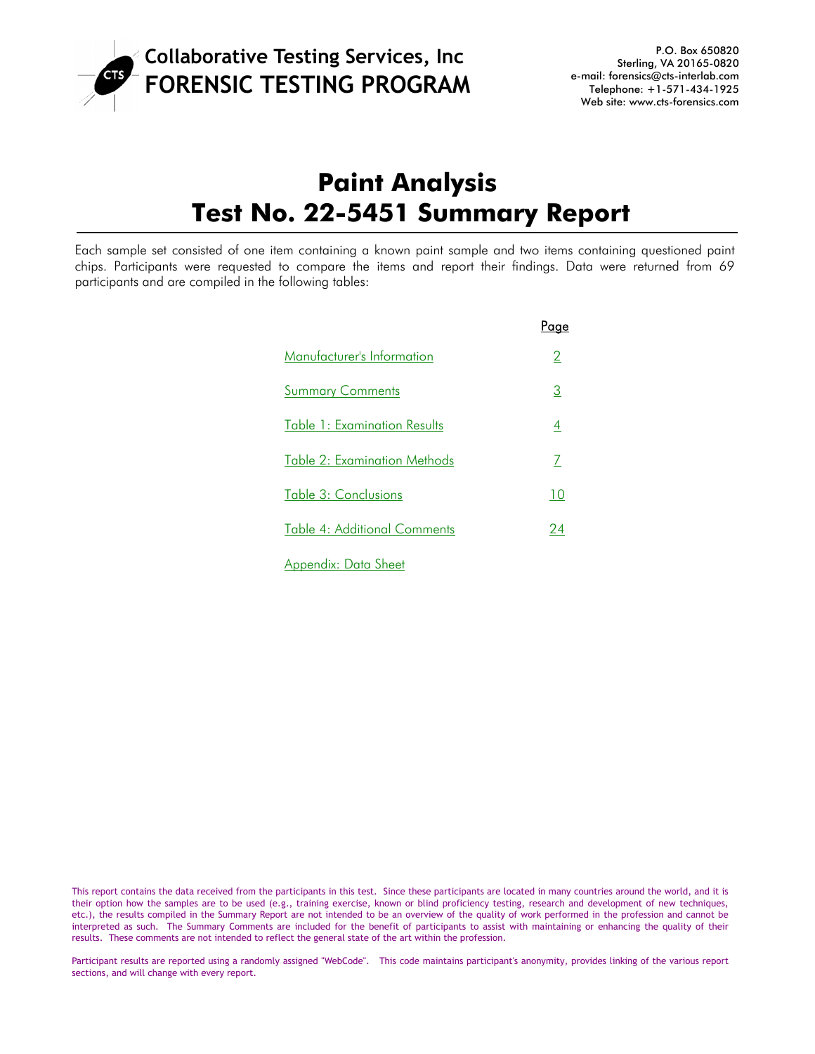Collaborative Testing Services, Inc
FORENSIC TESTING PROGRAM

P.O. Box 650820
Sterling, VA 20165-0820
e-mail: forensics@cts-interlab.com
Telephone: +1-571-434-1925
Web site: www.cts-forensics.com

# Paint Analysis
# Test No. 22-5451 Summary Report

Each sample set consisted of one item containing a known paint sample and two items containing questioned paint chips. Participants were requested to compare the items and report their findings. Data were returned from 69 participants and are compiled in the following tables:

| | Page |
|---|---|
| Manufacturer's Information | 2 |
| Summary Comments | 3 |
| Table 1: Examination Results | 4 |
| Table 2: Examination Methods | 7 |
| Table 3: Conclusions | 10 |
| Table 4: Additional Comments | 24 |
| Appendix: Data Sheet | |

This report contains the data received from the participants in this test. Since these participants are located in many countries around the world, and it is their option how the samples are to be used (e.g., training exercise, known or blind proficiency testing, research and development of new techniques, etc.), the results compiled in the Summary Report are not intended to be an overview of the quality of work performed in the profession and cannot be interpreted as such. The Summary Comments are included for the benefit of participants to assist with maintaining or enhancing the quality of their results. These comments are not intended to reflect the general state of the art within the profession.

Participant results are reported using a randomly assigned "WebCode". This code maintains participant's anonymity, provides linking of the various report sections, and will change with every report.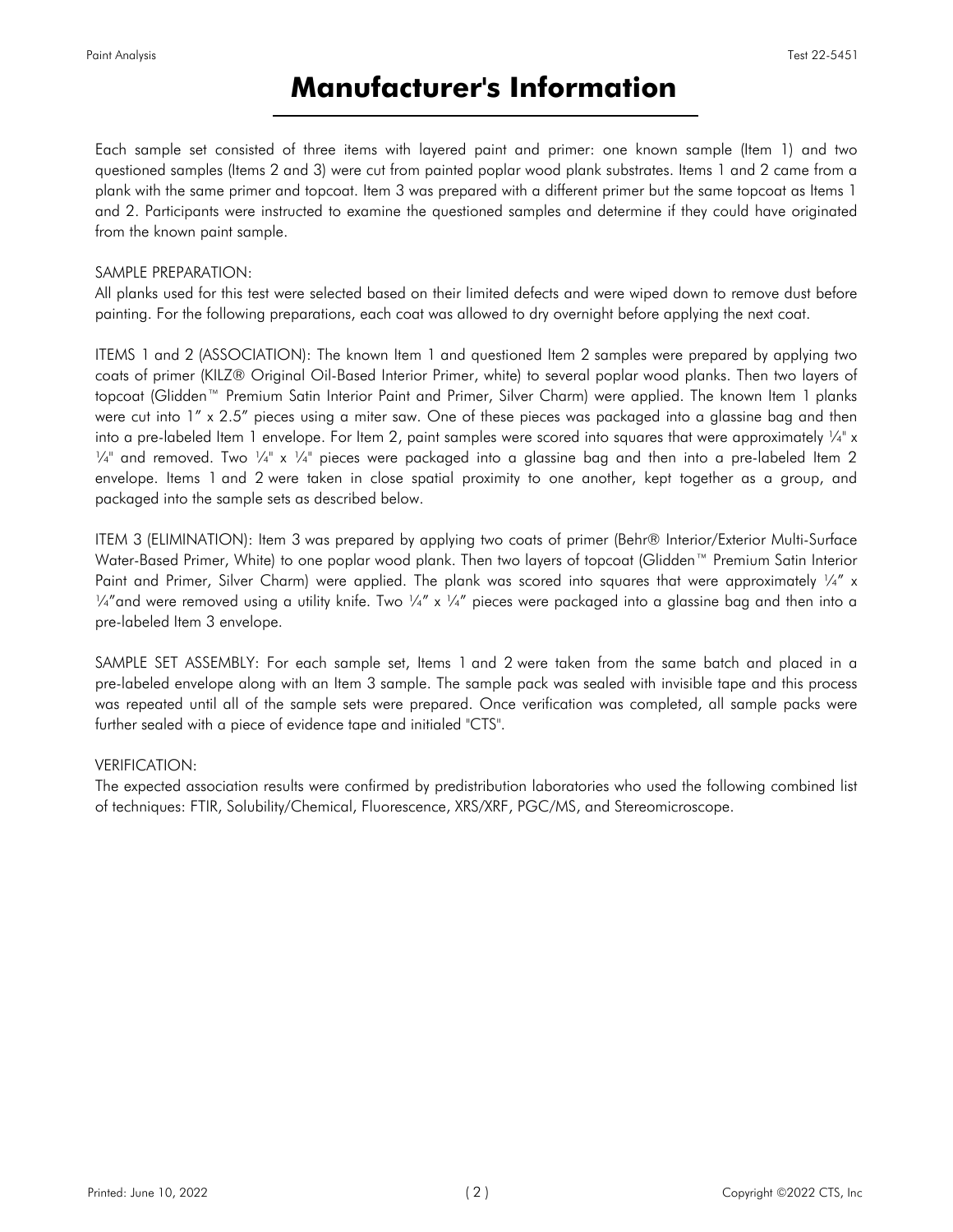# Manufacturer's Information

Each sample set consisted of three items with layered paint and primer: one known sample (Item 1) and two questioned samples (Items 2 and 3) were cut from painted poplar wood plank substrates. Items 1 and 2 came from a plank with the same primer and topcoat. Item 3 was prepared with a different primer but the same topcoat as Items 1 and 2. Participants were instructed to examine the questioned samples and determine if they could have originated from the known paint sample.

SAMPLE PREPARATION:
All planks used for this test were selected based on their limited defects and were wiped down to remove dust before painting. For the following preparations, each coat was allowed to dry overnight before applying the next coat.

ITEMS 1 and 2 (ASSOCIATION): The known Item 1 and questioned Item 2 samples were prepared by applying two coats of primer (KILZ® Original Oil-Based Interior Primer, white) to several poplar wood planks. Then two layers of topcoat (Glidden™ Premium Satin Interior Paint and Primer, Silver Charm) were applied. The known Item 1 planks were cut into 1" x 2.5" pieces using a miter saw. One of these pieces was packaged into a glassine bag and then into a pre-labeled Item 1 envelope. For Item 2, paint samples were scored into squares that were approximately ¼" x ¼" and removed. Two ¼" x ¼" pieces were packaged into a glassine bag and then into a pre-labeled Item 2 envelope. Items 1 and 2 were taken in close spatial proximity to one another, kept together as a group, and packaged into the sample sets as described below.

ITEM 3 (ELIMINATION): Item 3 was prepared by applying two coats of primer (Behr® Interior/Exterior Multi-Surface Water-Based Primer, White) to one poplar wood plank. Then two layers of topcoat (Glidden™ Premium Satin Interior Paint and Primer, Silver Charm) were applied. The plank was scored into squares that were approximately ¼" x ¼"and were removed using a utility knife. Two ¼" x ¼" pieces were packaged into a glassine bag and then into a pre-labeled Item 3 envelope.

SAMPLE SET ASSEMBLY: For each sample set, Items 1 and 2 were taken from the same batch and placed in a pre-labeled envelope along with an Item 3 sample. The sample pack was sealed with invisible tape and this process was repeated until all of the sample sets were prepared. Once verification was completed, all sample packs were further sealed with a piece of evidence tape and initialed "CTS".

VERIFICATION:
The expected association results were confirmed by predistribution laboratories who used the following combined list of techniques: FTIR, Solubility/Chemical, Fluorescence, XRS/XRF, PGC/MS, and Stereomicroscope.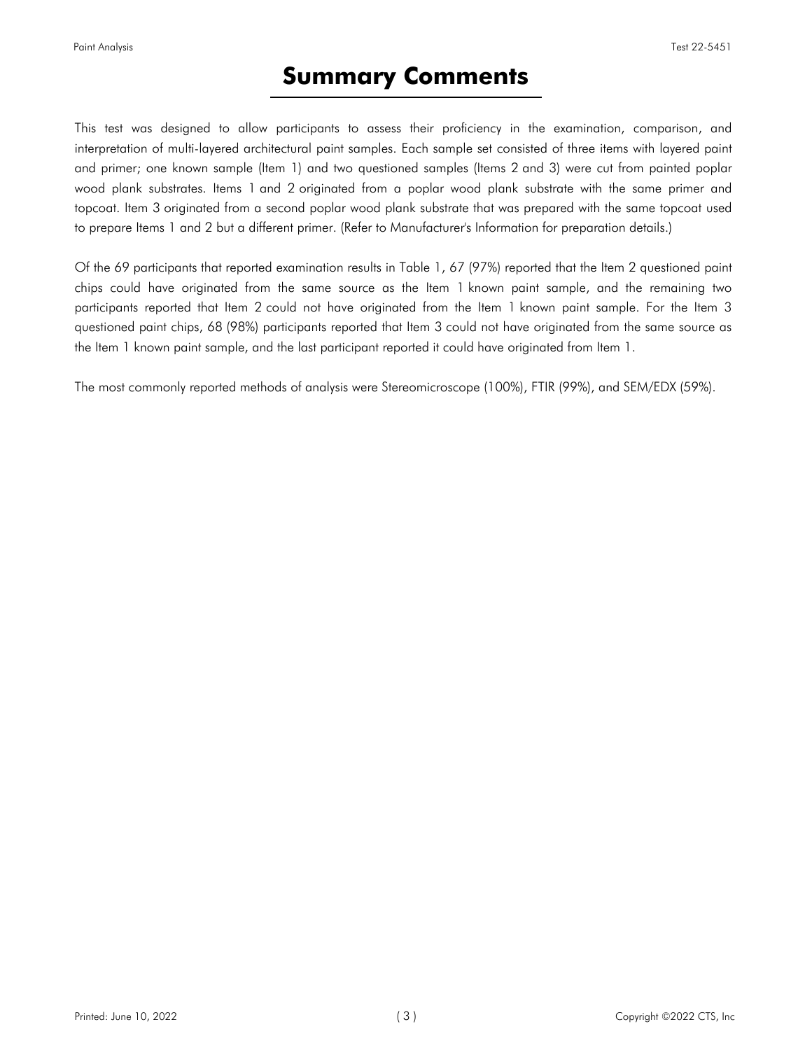# Summary Comments

This test was designed to allow participants to assess their proficiency in the examination, comparison, and interpretation of multi-layered architectural paint samples. Each sample set consisted of three items with layered paint and primer; one known sample (Item 1) and two questioned samples (Items 2 and 3) were cut from painted poplar wood plank substrates. Items 1 and 2 originated from a poplar wood plank substrate with the same primer and topcoat. Item 3 originated from a second poplar wood plank substrate that was prepared with the same topcoat used to prepare Items 1 and 2 but a different primer. (Refer to Manufacturer's Information for preparation details.)

Of the 69 participants that reported examination results in Table 1, 67 (97%) reported that the Item 2 questioned paint chips could have originated from the same source as the Item 1 known paint sample, and the remaining two participants reported that Item 2 could not have originated from the Item 1 known paint sample. For the Item 3 questioned paint chips, 68 (98%) participants reported that Item 3 could not have originated from the same source as the Item 1 known paint sample, and the last participant reported it could have originated from Item 1.

The most commonly reported methods of analysis were Stereomicroscope (100%), FTIR (99%), and SEM/EDX (59%).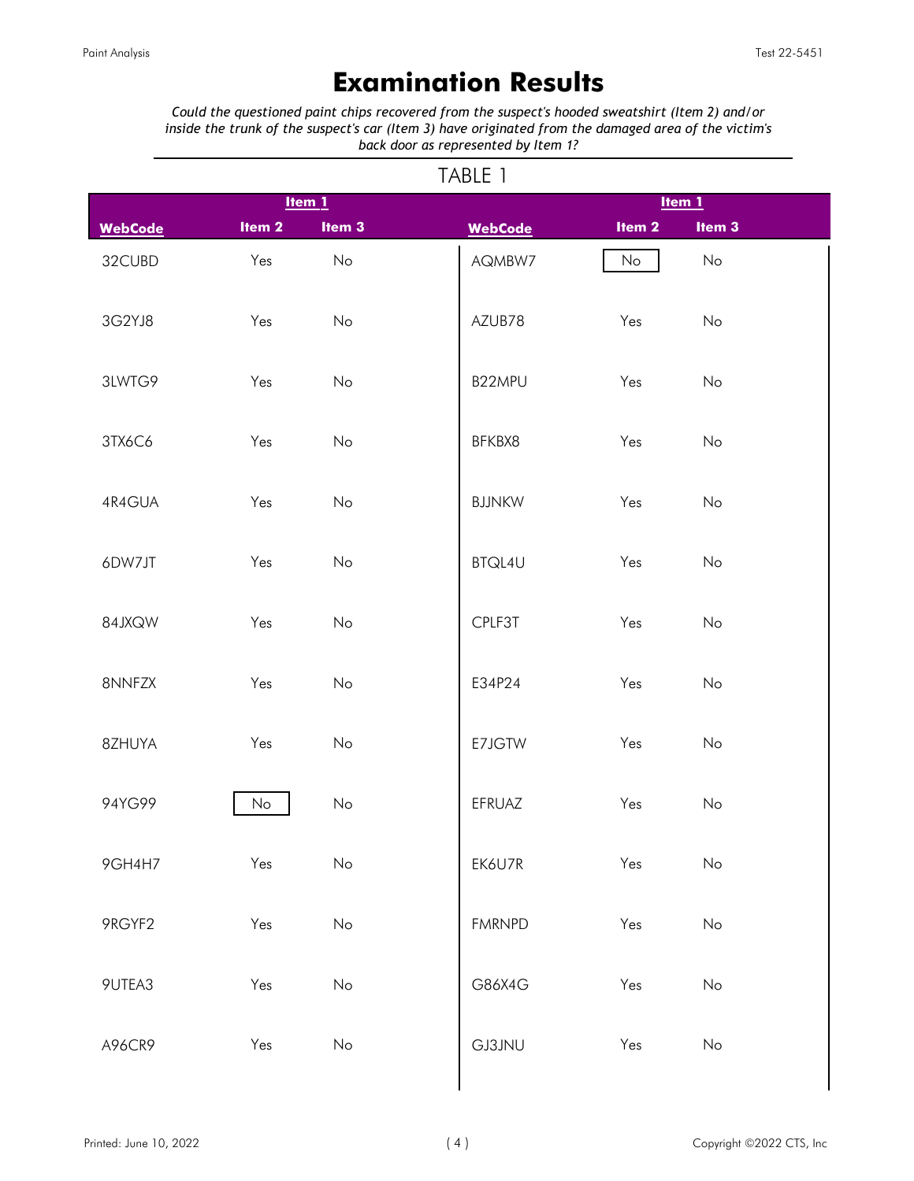# Examination Results

*Could the questioned paint chips recovered from the suspect's hooded sweatshirt (Item 2) and/or inside the trunk of the suspect's car (Item 3) have originated from the damaged area of the victim's back door as represented by Item 1?*

TABLE 1

| | Item 1 | | | Item 1 | |
|---|---|---|---|---|---|
| **WebCode** | **Item 2** | **Item 3** | **WebCode** | **Item 2** | **Item 3** |
| 32CUBD | Yes | No | AQMBW7 | No | No |
| 3G2YJ8 | Yes | No | AZUB78 | Yes | No |
| 3LWTG9 | Yes | No | B22MPU | Yes | No |
| 3TX6C6 | Yes | No | BFKBX8 | Yes | No |
| 4R4GUA | Yes | No | BJJNKW | Yes | No |
| 6DW7JT | Yes | No | BTQL4U | Yes | No |
| 84JXQW | Yes | No | CPLF3T | Yes | No |
| 8NNFZX | Yes | No | E34P24 | Yes | No |
| 8ZHUYA | Yes | No | E7JGTW | Yes | No |
| 94YG99 | No | No | EFRUAZ | Yes | No |
| 9GH4H7 | Yes | No | EK6U7R | Yes | No |
| 9RGYF2 | Yes | No | FMRNPD | Yes | No |
| 9UTEA3 | Yes | No | G86X4G | Yes | No |
| A96CR9 | Yes | No | GJ3JNU | Yes | No |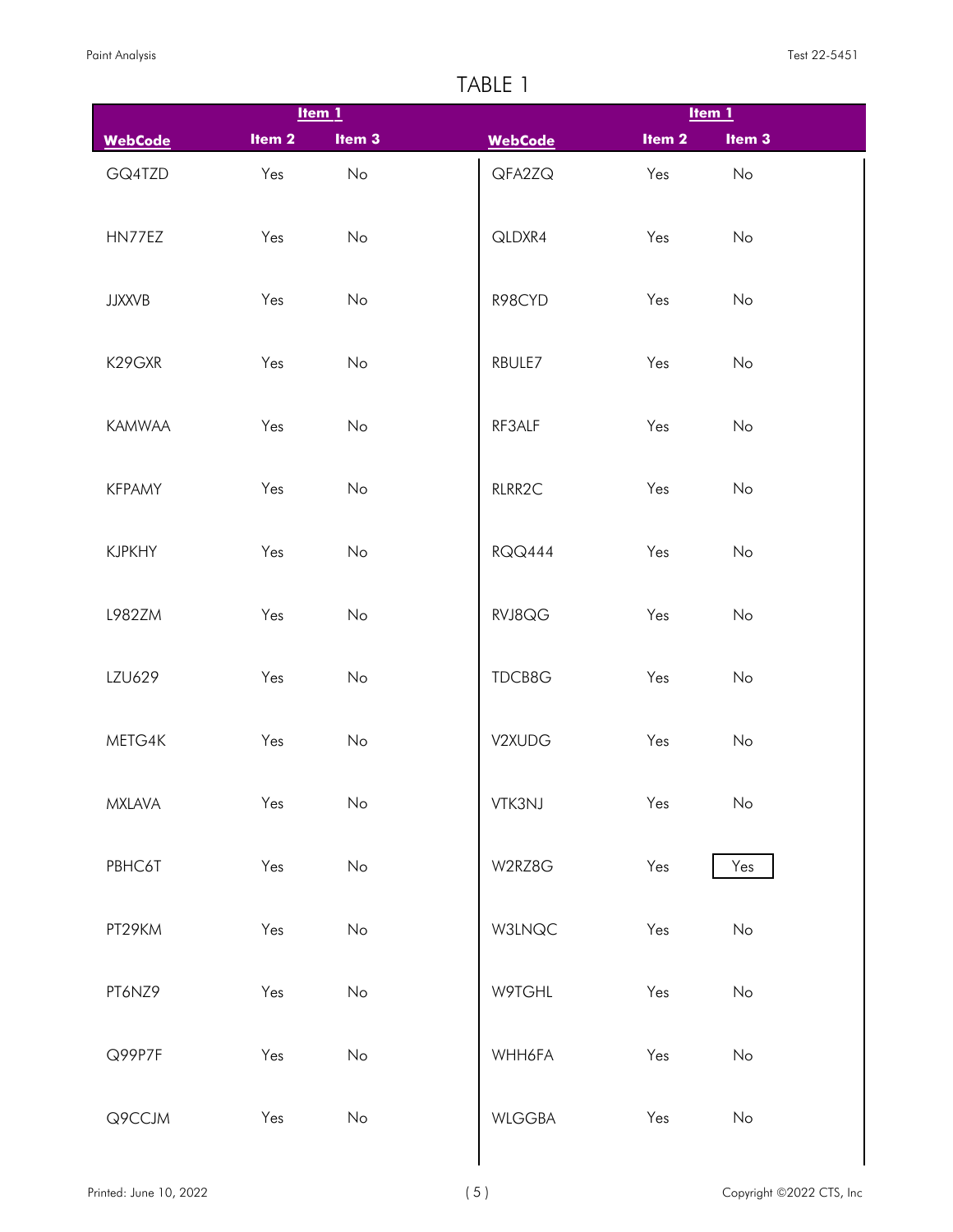# TABLE 1

| | Item 1 | | | Item 1 | |
|---|---|---|---|---|---|
| **WebCode** | **Item 2** | **Item 3** | **WebCode** | **Item 2** | **Item 3** |
| GQ4TZD | Yes | No | QFA2ZQ | Yes | No |
| HN77EZ | Yes | No | QLDXR4 | Yes | No |
| JJXXVB | Yes | No | R98CYD | Yes | No |
| K29GXR | Yes | No | RBULE7 | Yes | No |
| KAMWAA | Yes | No | RF3ALF | Yes | No |
| KFPAMY | Yes | No | RLRR2C | Yes | No |
| KJPKHY | Yes | No | RQQ444 | Yes | No |
| L982ZM | Yes | No | RVJ8QG | Yes | No |
| LZU629 | Yes | No | TDCB8G | Yes | No |
| METG4K | Yes | No | V2XUDG | Yes | No |
| MXLAVA | Yes | No | VTK3NJ | Yes | No |
| PBHC6T | Yes | No | W2RZ8G | Yes | Yes |
| PT29KM | Yes | No | W3LNQC | Yes | No |
| PT6NZ9 | Yes | No | W9TGHL | Yes | No |
| Q99P7F | Yes | No | WHH6FA | Yes | No |
| Q9CCJM | Yes | No | WLGGBA | Yes | No |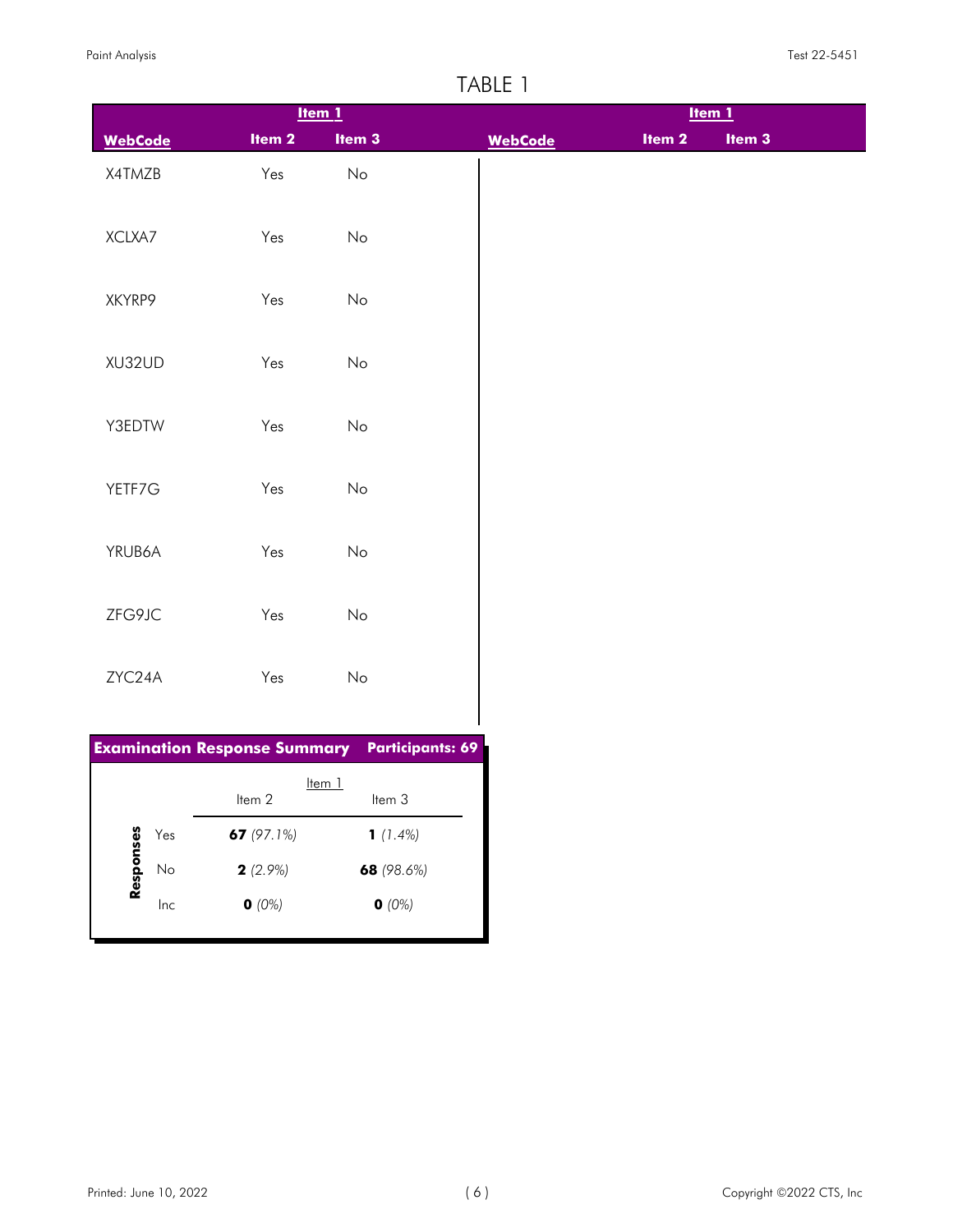# TABLE 1

| WebCode | Item 1: Item 2 | Item 1: Item 3 |
|---|---|---|
| X4TMZB | Yes | No |
| XCLXA7 | Yes | No |
| XKYRP9 | Yes | No |
| XU32UD | Yes | No |
| Y3EDTW | Yes | No |
| YETF7G | Yes | No |
| YRUB6A | Yes | No |
| ZFG9JC | Yes | No |
| ZYC24A | Yes | No |

**Examination Response Summary** — **Participants: 69**

| Responses | Item 1: Item 2 | Item 1: Item 3 |
|---|---|---|
| Yes | **67** *(97.1%)* | **1** *(1.4%)* |
| No | **2** *(2.9%)* | **68** *(98.6%)* |
| Inc | **0** *(0%)* | **0** *(0%)* |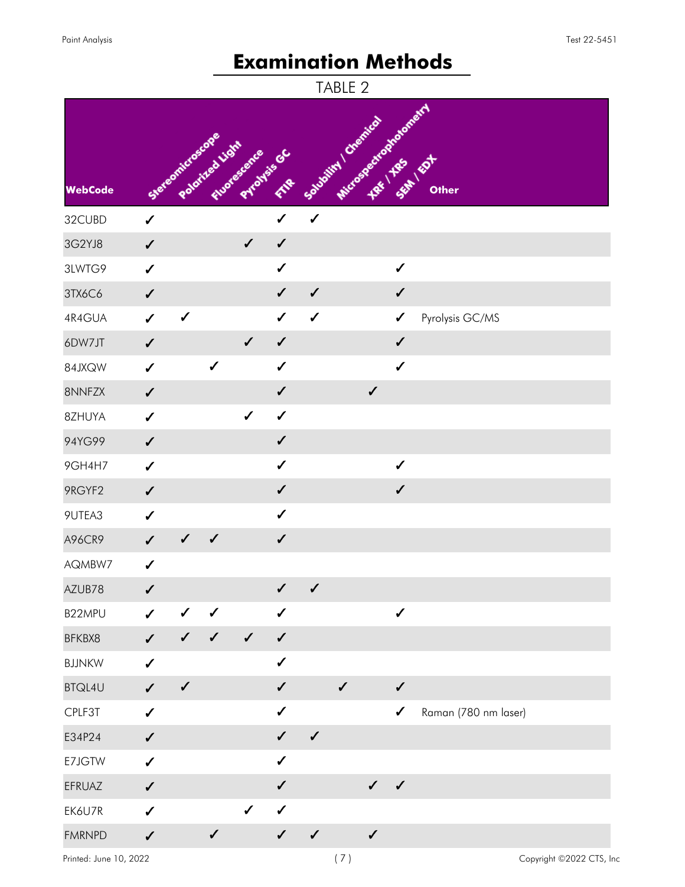# Examination Methods

TABLE 2

| WebCode | Stereomicroscope | Polarized Light | Fluorescence | Pyrolysis GC | FTIR | Solubility / Chemical | Microspectrophotometry | XRF / XRS | SEM / EDX | Other |
|---|---|---|---|---|---|---|---|---|---|---|
| 32CUBD | ✓ | | | | ✓ | ✓ | | | | |
| 3G2YJ8 | ✓ | | | ✓ | ✓ | | | | | |
| 3LWTG9 | ✓ | | | | ✓ | | | | ✓ | |
| 3TX6C6 | ✓ | | | | ✓ | ✓ | | | ✓ | |
| 4R4GUA | ✓ | ✓ | | | ✓ | ✓ | | | ✓ | Pyrolysis GC/MS |
| 6DW7JT | ✓ | | | ✓ | ✓ | | | | ✓ | |
| 84JXQW | ✓ | | ✓ | | ✓ | | | | ✓ | |
| 8NNFZX | ✓ | | | | ✓ | | | ✓ | | |
| 8ZHUYA | ✓ | | | ✓ | ✓ | | | | | |
| 94YG99 | ✓ | | | | ✓ | | | | | |
| 9GH4H7 | ✓ | | | | ✓ | | | | ✓ | |
| 9RGYF2 | ✓ | | | | ✓ | | | | ✓ | |
| 9UTEA3 | ✓ | | | | ✓ | | | | | |
| A96CR9 | ✓ | ✓ | ✓ | | ✓ | | | | | |
| AQMBW7 | ✓ | | | | | | | | | |
| AZUB78 | ✓ | | | | ✓ | ✓ | | | | |
| B22MPU | ✓ | ✓ | ✓ | | ✓ | | | | ✓ | |
| BFKBX8 | ✓ | ✓ | ✓ | ✓ | ✓ | | | | | |
| BJJNKW | ✓ | | | | ✓ | | | | | |
| BTQL4U | ✓ | ✓ | | | ✓ | | ✓ | | ✓ | |
| CPLF3T | ✓ | | | | ✓ | | | | ✓ | Raman (780 nm laser) |
| E34P24 | ✓ | | | | ✓ | ✓ | | | | |
| E7JGTW | ✓ | | | | ✓ | | | | | |
| EFRUAZ | ✓ | | | | ✓ | | | ✓ | ✓ | |
| EK6U7R | ✓ | | | ✓ | ✓ | | | | | |
| FMRNPD | ✓ | | ✓ | | ✓ | ✓ | | ✓ | | |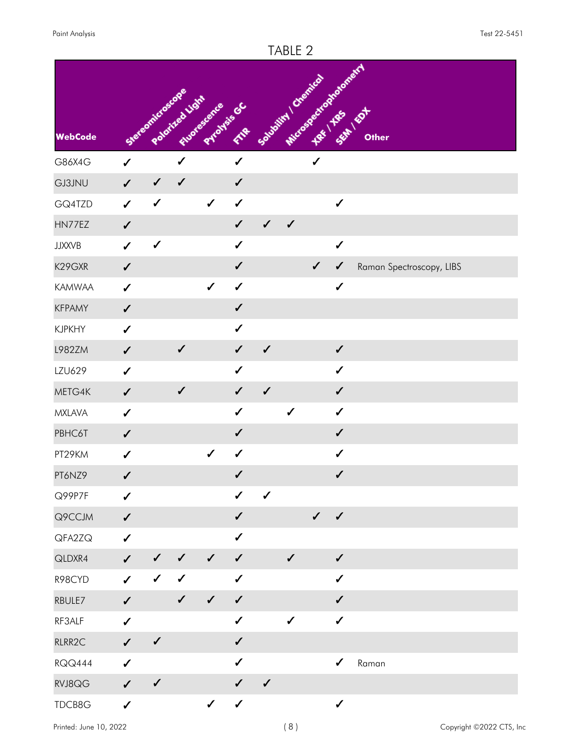# TABLE 2

| WebCode | Stereomicroscope | Polarized Light | Fluorescence | Pyrolysis GC | FTIR | Solubility / Chemical | Microspectrophotometry | XRF / XRS | SEM / EDX | Other |
|---|---|---|---|---|---|---|---|---|---|---|
| G86X4G | ✓ | | ✓ | | ✓ | | | ✓ | | |
| GJ3JNU | ✓ | ✓ | ✓ | | ✓ | | | | | |
| GQ4TZD | ✓ | ✓ | | ✓ | ✓ | | | | ✓ | |
| HN77EZ | ✓ | | | | ✓ | ✓ | ✓ | | | |
| JJXXVB | ✓ | ✓ | | | ✓ | | | | ✓ | |
| K29GXR | ✓ | | | | ✓ | | | ✓ | ✓ | Raman Spectroscopy, LIBS |
| KAMWAA | ✓ | | | ✓ | ✓ | | | | ✓ | |
| KFPAMY | ✓ | | | | ✓ | | | | | |
| KJPKHY | ✓ | | | | ✓ | | | | | |
| L982ZM | ✓ | | ✓ | | ✓ | ✓ | | | ✓ | |
| LZU629 | ✓ | | | | ✓ | | | | ✓ | |
| METG4K | ✓ | | ✓ | | ✓ | ✓ | | | ✓ | |
| MXLAVA | ✓ | | | | ✓ | | ✓ | | ✓ | |
| PBHC6T | ✓ | | | | ✓ | | | | ✓ | |
| PT29KM | ✓ | | | ✓ | ✓ | | | | ✓ | |
| PT6NZ9 | ✓ | | | | ✓ | | | | ✓ | |
| Q99P7F | ✓ | | | | ✓ | ✓ | | | | |
| Q9CCJM | ✓ | | | | ✓ | | | ✓ | ✓ | |
| QFA2ZQ | ✓ | | | | ✓ | | | | | |
| QLDXR4 | ✓ | ✓ | ✓ | ✓ | ✓ | | ✓ | | ✓ | |
| R98CYD | ✓ | ✓ | ✓ | | ✓ | | | | ✓ | |
| RBULE7 | ✓ | | ✓ | ✓ | ✓ | | | | ✓ | |
| RF3ALF | ✓ | | | | ✓ | | ✓ | | ✓ | |
| RLRR2C | ✓ | ✓ | | | ✓ | | | | | |
| RQQ444 | ✓ | | | | ✓ | | | | ✓ | Raman |
| RVJ8QG | ✓ | ✓ | | | ✓ | ✓ | | | | |
| TDCB8G | ✓ | | | ✓ | ✓ | | | | ✓ | |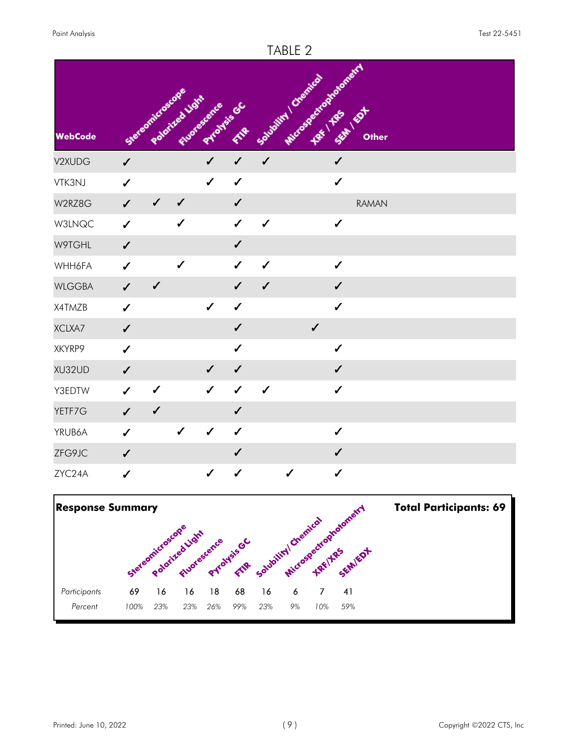# TABLE 2

| WebCode | Stereomicroscope | Polarized Light | Fluorescence | Pyrolysis GC | FTIR | Solubility / Chemical | Microspectrophotometry | XRF / XRS | SEM / EDX | Other |
|---|---|---|---|---|---|---|---|---|---|---|
| V2XUDG | ✓ | | | ✓ | ✓ | ✓ | | | ✓ | |
| VTK3NJ | ✓ | | | ✓ | ✓ | | | | ✓ | |
| W2RZ8G | ✓ | ✓ | ✓ | | ✓ | | | | | RAMAN |
| W3LNQC | ✓ | | ✓ | | ✓ | ✓ | | | ✓ | |
| W9TGHL | ✓ | | | | ✓ | | | | | |
| WHH6FA | ✓ | | ✓ | | ✓ | ✓ | | | ✓ | |
| WLGGBA | ✓ | ✓ | | | ✓ | ✓ | | | ✓ | |
| X4TMZB | ✓ | | | ✓ | ✓ | | | | ✓ | |
| XCLXA7 | ✓ | | | | ✓ | | | ✓ | | |
| XKYRP9 | ✓ | | | | ✓ | | | | ✓ | |
| XU32UD | ✓ | | | ✓ | ✓ | | | | ✓ | |
| Y3EDTW | ✓ | ✓ | | ✓ | ✓ | ✓ | | | ✓ | |
| YETF7G | ✓ | ✓ | | | ✓ | | | | | |
| YRUB6A | ✓ | | ✓ | ✓ | ✓ | | | | ✓ | |
| ZFG9JC | ✓ | | | | ✓ | | | | ✓ | |
| ZYC24A | ✓ | | | ✓ | ✓ | | ✓ | | ✓ | |

**Response Summary** **Total Participants: 69**

| | Stereomicroscope | Polarized Light | Fluorescence | Pyrolysis GC | FTIR | Solubility/ Chemical | Microspectrophotometry | XRF/XRS | SEM/EDX |
|---|---|---|---|---|---|---|---|---|---|
| *Participants* | 69 | 16 | 16 | 18 | 68 | 16 | 6 | 7 | 41 |
| *Percent* | *100%* | *23%* | *23%* | *26%* | *99%* | *23%* | *9%* | *10%* | *59%* |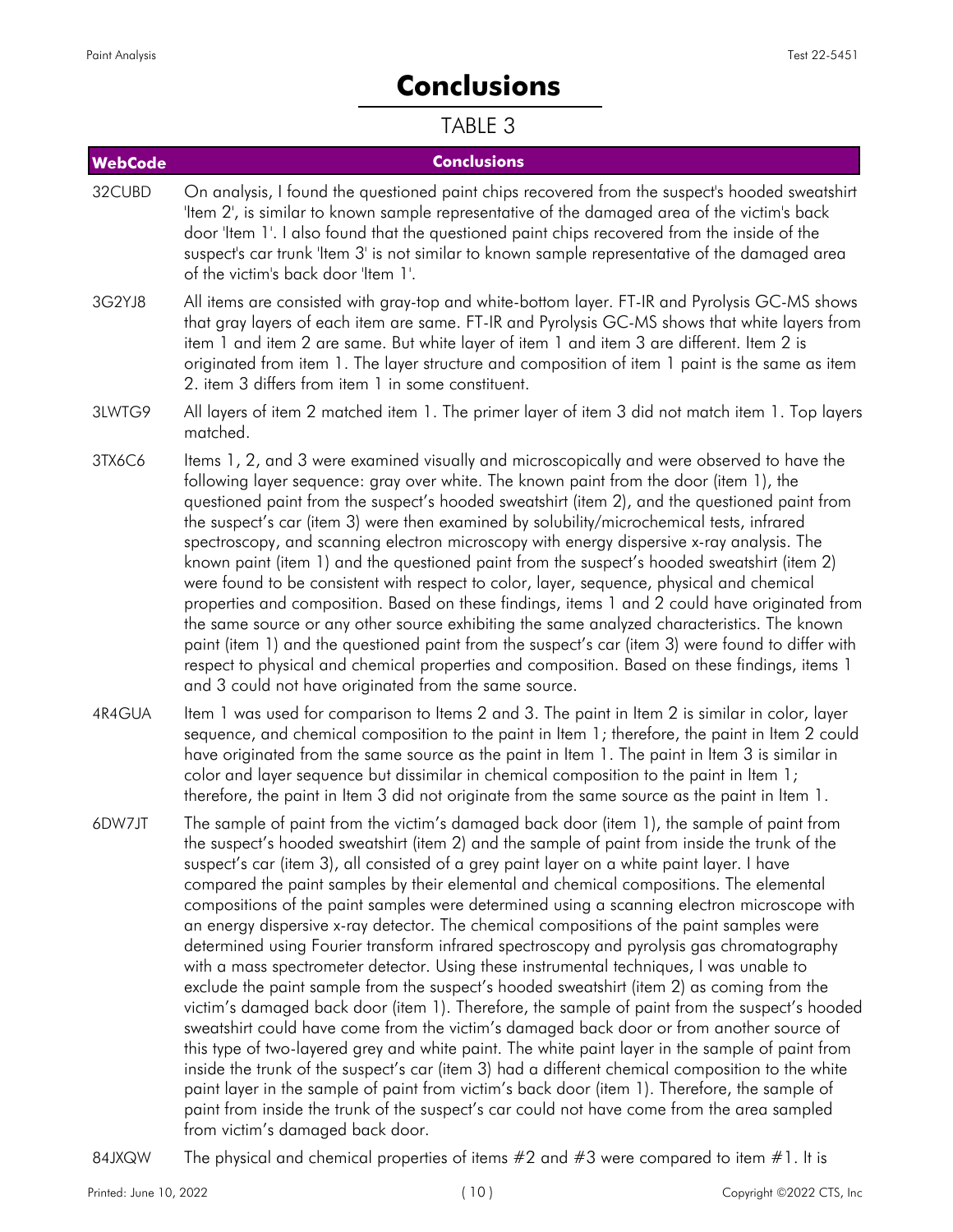# Conclusions

TABLE 3

| WebCode | Conclusions |
|---|---|
| 32CUBD | On analysis, I found the questioned paint chips recovered from the suspect's hooded sweatshirt 'Item 2', is similar to known sample representative of the damaged area of the victim's back door 'Item 1'. I also found that the questioned paint chips recovered from the inside of the suspect's car trunk 'Item 3' is not similar to known sample representative of the damaged area of the victim's back door 'Item 1'. |
| 3G2YJ8 | All items are consisted with gray-top and white-bottom layer. FT-IR and Pyrolysis GC-MS shows that gray layers of each item are same. FT-IR and Pyrolysis GC-MS shows that white layers from item 1 and item 2 are same. But white layer of item 1 and item 3 are different. Item 2 is originated from item 1. The layer structure and composition of item 1 paint is the same as item 2. item 3 differs from item 1 in some constituent. |
| 3LWTG9 | All layers of item 2 matched item 1. The primer layer of item 3 did not match item 1. Top layers matched. |
| 3TX6C6 | Items 1, 2, and 3 were examined visually and microscopically and were observed to have the following layer sequence: gray over white. The known paint from the door (item 1), the questioned paint from the suspect's hooded sweatshirt (item 2), and the questioned paint from the suspect's car (item 3) were then examined by solubility/microchemical tests, infrared spectroscopy, and scanning electron microscopy with energy dispersive x-ray analysis. The known paint (item 1) and the questioned paint from the suspect's hooded sweatshirt (item 2) were found to be consistent with respect to color, layer, sequence, physical and chemical properties and composition. Based on these findings, items 1 and 2 could have originated from the same source or any other source exhibiting the same analyzed characteristics. The known paint (item 1) and the questioned paint from the suspect's car (item 3) were found to differ with respect to physical and chemical properties and composition. Based on these findings, items 1 and 3 could not have originated from the same source. |
| 4R4GUA | Item 1 was used for comparison to Items 2 and 3. The paint in Item 2 is similar in color, layer sequence, and chemical composition to the paint in Item 1; therefore, the paint in Item 2 could have originated from the same source as the paint in Item 1. The paint in Item 3 is similar in color and layer sequence but dissimilar in chemical composition to the paint in Item 1; therefore, the paint in Item 3 did not originate from the same source as the paint in Item 1. |
| 6DW7JT | The sample of paint from the victim's damaged back door (item 1), the sample of paint from the suspect's hooded sweatshirt (item 2) and the sample of paint from inside the trunk of the suspect's car (item 3), all consisted of a grey paint layer on a white paint layer. I have compared the paint samples by their elemental and chemical compositions. The elemental compositions of the paint samples were determined using a scanning electron microscope with an energy dispersive x-ray detector. The chemical compositions of the paint samples were determined using Fourier transform infrared spectroscopy and pyrolysis gas chromatography with a mass spectrometer detector. Using these instrumental techniques, I was unable to exclude the paint sample from the suspect's hooded sweatshirt (item 2) as coming from the victim's damaged back door (item 1). Therefore, the sample of paint from the suspect's hooded sweatshirt could have come from the victim's damaged back door or from another source of this type of two-layered grey and white paint. The white paint layer in the sample of paint from inside the trunk of the suspect's car (item 3) had a different chemical composition to the white paint layer in the sample of paint from victim's back door (item 1). Therefore, the sample of paint from inside the trunk of the suspect's car could not have come from the area sampled from victim's damaged back door. |
| 84JXQW | The physical and chemical properties of items #2 and #3 were compared to item #1. It is |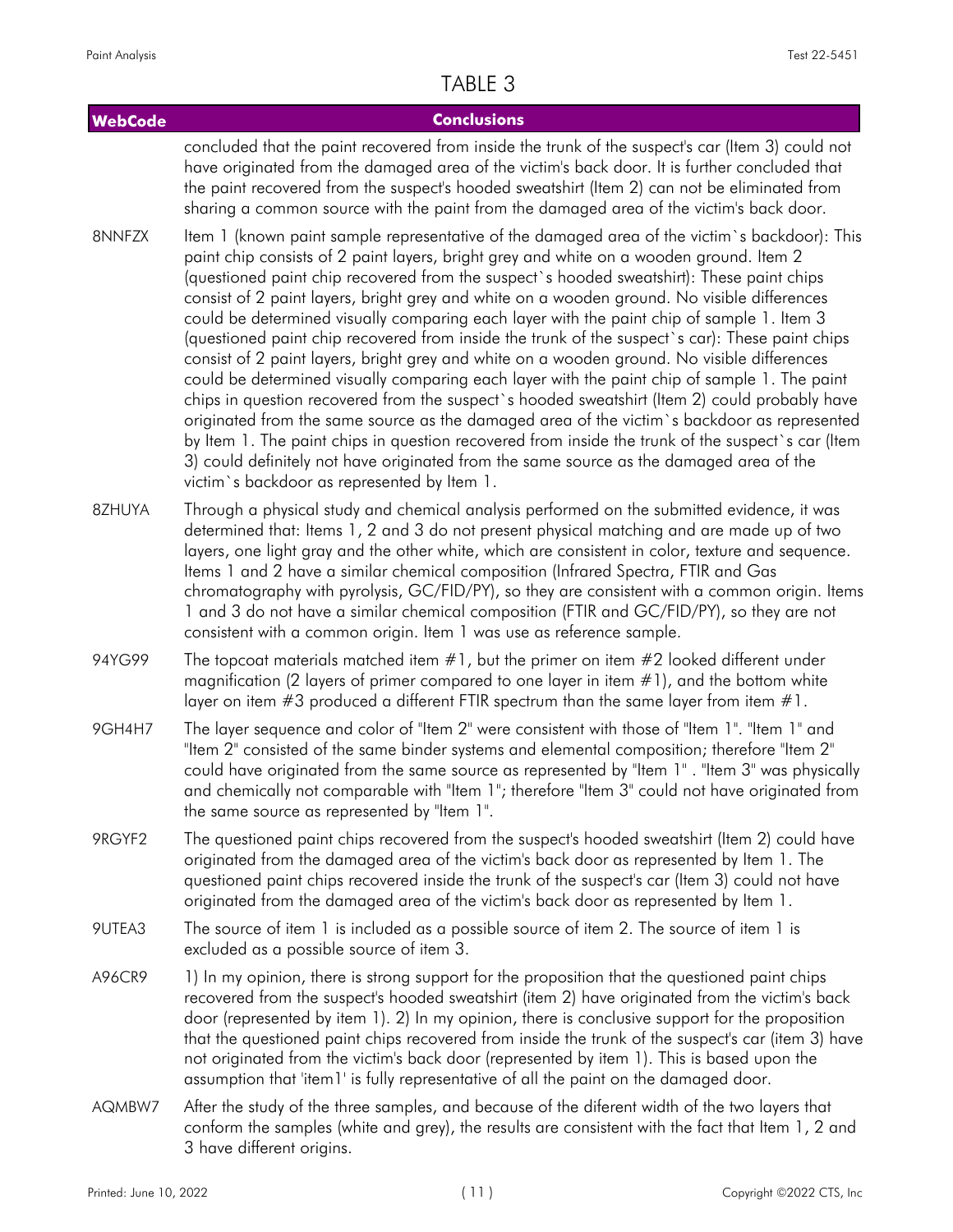# TABLE 3

| WebCode | Conclusions |
|---|---|
| | concluded that the paint recovered from inside the trunk of the suspect's car (Item 3) could not have originated from the damaged area of the victim's back door. It is further concluded that the paint recovered from the suspect's hooded sweatshirt (Item 2) can not be eliminated from sharing a common source with the paint from the damaged area of the victim's back door. |
| 8NNFZX | Item 1 (known paint sample representative of the damaged area of the victim`s backdoor): This paint chip consists of 2 paint layers, bright grey and white on a wooden ground. Item 2 (questioned paint chip recovered from the suspect`s hooded sweatshirt): These paint chips consist of 2 paint layers, bright grey and white on a wooden ground. No visible differences could be determined visually comparing each layer with the paint chip of sample 1. Item 3 (questioned paint chip recovered from inside the trunk of the suspect`s car): These paint chips consist of 2 paint layers, bright grey and white on a wooden ground. No visible differences could be determined visually comparing each layer with the paint chip of sample 1. The paint chips in question recovered from the suspect`s hooded sweatshirt (Item 2) could probably have originated from the same source as the damaged area of the victim`s backdoor as represented by Item 1. The paint chips in question recovered from inside the trunk of the suspect`s car (Item 3) could definitely not have originated from the same source as the damaged area of the victim`s backdoor as represented by Item 1. |
| 8ZHUYA | Through a physical study and chemical analysis performed on the submitted evidence, it was determined that: Items 1, 2 and 3 do not present physical matching and are made up of two layers, one light gray and the other white, which are consistent in color, texture and sequence. Items 1 and 2 have a similar chemical composition (Infrared Spectra, FTIR and Gas chromatography with pyrolysis, GC/FID/PY), so they are consistent with a common origin. Items 1 and 3 do not have a similar chemical composition (FTIR and GC/FID/PY), so they are not consistent with a common origin. Item 1 was use as reference sample. |
| 94YG99 | The topcoat materials matched item #1, but the primer on item #2 looked different under magnification (2 layers of primer compared to one layer in item #1), and the bottom white layer on item #3 produced a different FTIR spectrum than the same layer from item #1. |
| 9GH4H7 | The layer sequence and color of "Item 2" were consistent with those of "Item 1". "Item 1" and "Item 2" consisted of the same binder systems and elemental composition; therefore "Item 2" could have originated from the same source as represented by "Item 1" . "Item 3" was physically and chemically not comparable with "Item 1"; therefore "Item 3" could not have originated from the same source as represented by "Item 1". |
| 9RGYF2 | The questioned paint chips recovered from the suspect's hooded sweatshirt (Item 2) could have originated from the damaged area of the victim's back door as represented by Item 1. The questioned paint chips recovered inside the trunk of the suspect's car (Item 3) could not have originated from the damaged area of the victim's back door as represented by Item 1. |
| 9UTEA3 | The source of item 1 is included as a possible source of item 2. The source of item 1 is excluded as a possible source of item 3. |
| A96CR9 | 1) In my opinion, there is strong support for the proposition that the questioned paint chips recovered from the suspect's hooded sweatshirt (item 2) have originated from the victim's back door (represented by item 1). 2) In my opinion, there is conclusive support for the proposition that the questioned paint chips recovered from inside the trunk of the suspect's car (item 3) have not originated from the victim's back door (represented by item 1). This is based upon the assumption that 'item1' is fully representative of all the paint on the damaged door. |
| AQMBW7 | After the study of the three samples, and because of the diferent width of the two layers that conform the samples (white and grey), the results are consistent with the fact that Item 1, 2 and 3 have different origins. |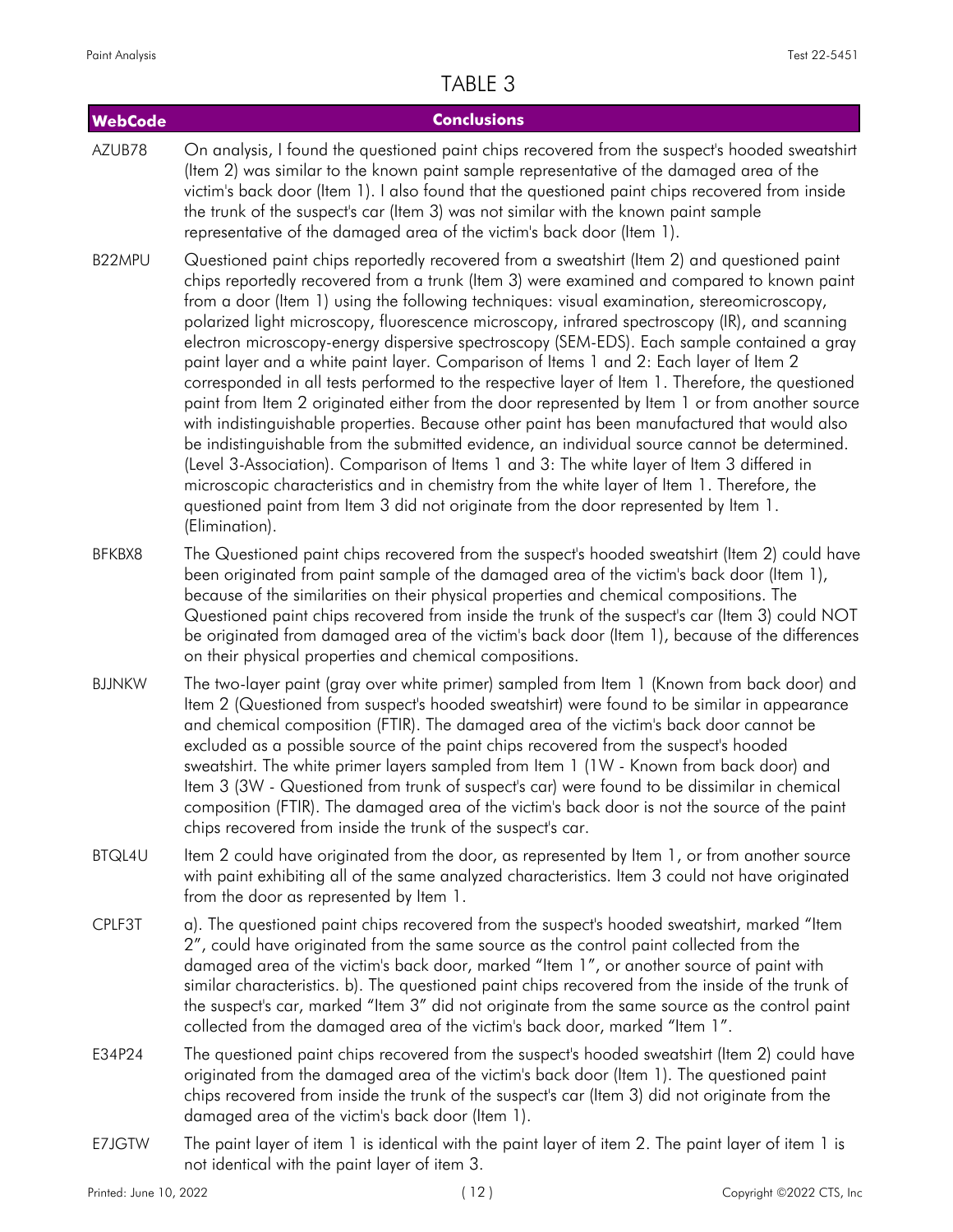## TABLE 3

| WebCode | Conclusions |
|---|---|
| AZUB78 | On analysis, I found the questioned paint chips recovered from the suspect's hooded sweatshirt (Item 2) was similar to the known paint sample representative of the damaged area of the victim's back door (Item 1). I also found that the questioned paint chips recovered from inside the trunk of the suspect's car (Item 3) was not similar with the known paint sample representative of the damaged area of the victim's back door (Item 1). |
| B22MPU | Questioned paint chips reportedly recovered from a sweatshirt (Item 2) and questioned paint chips reportedly recovered from a trunk (Item 3) were examined and compared to known paint from a door (Item 1) using the following techniques: visual examination, stereomicroscopy, polarized light microscopy, fluorescence microscopy, infrared spectroscopy (IR), and scanning electron microscopy-energy dispersive spectroscopy (SEM-EDS). Each sample contained a gray paint layer and a white paint layer. Comparison of Items 1 and 2: Each layer of Item 2 corresponded in all tests performed to the respective layer of Item 1. Therefore, the questioned paint from Item 2 originated either from the door represented by Item 1 or from another source with indistinguishable properties. Because other paint has been manufactured that would also be indistinguishable from the submitted evidence, an individual source cannot be determined. (Level 3-Association). Comparison of Items 1 and 3: The white layer of Item 3 differed in microscopic characteristics and in chemistry from the white layer of Item 1. Therefore, the questioned paint from Item 3 did not originate from the door represented by Item 1. (Elimination). |
| BFKBX8 | The Questioned paint chips recovered from the suspect's hooded sweatshirt (Item 2) could have been originated from paint sample of the damaged area of the victim's back door (Item 1), because of the similarities on their physical properties and chemical compositions. The Questioned paint chips recovered from inside the trunk of the suspect's car (Item 3) could NOT be originated from damaged area of the victim's back door (Item 1), because of the differences on their physical properties and chemical compositions. |
| BJJNKW | The two-layer paint (gray over white primer) sampled from Item 1 (Known from back door) and Item 2 (Questioned from suspect's hooded sweatshirt) were found to be similar in appearance and chemical composition (FTIR). The damaged area of the victim's back door cannot be excluded as a possible source of the paint chips recovered from the suspect's hooded sweatshirt. The white primer layers sampled from Item 1 (1W - Known from back door) and Item 3 (3W - Questioned from trunk of suspect's car) were found to be dissimilar in chemical composition (FTIR). The damaged area of the victim's back door is not the source of the paint chips recovered from inside the trunk of the suspect's car. |
| BTQL4U | Item 2 could have originated from the door, as represented by Item 1, or from another source with paint exhibiting all of the same analyzed characteristics. Item 3 could not have originated from the door as represented by Item 1. |
| CPLF3T | a). The questioned paint chips recovered from the suspect's hooded sweatshirt, marked "Item 2", could have originated from the same source as the control paint collected from the damaged area of the victim's back door, marked "Item 1", or another source of paint with similar characteristics. b). The questioned paint chips recovered from the inside of the trunk of the suspect's car, marked "Item 3" did not originate from the same source as the control paint collected from the damaged area of the victim's back door, marked "Item 1". |
| E34P24 | The questioned paint chips recovered from the suspect's hooded sweatshirt (Item 2) could have originated from the damaged area of the victim's back door (Item 1). The questioned paint chips recovered from inside the trunk of the suspect's car (Item 3) did not originate from the damaged area of the victim's back door (Item 1). |
| E7JGTW | The paint layer of item 1 is identical with the paint layer of item 2. The paint layer of item 1 is not identical with the paint layer of item 3. |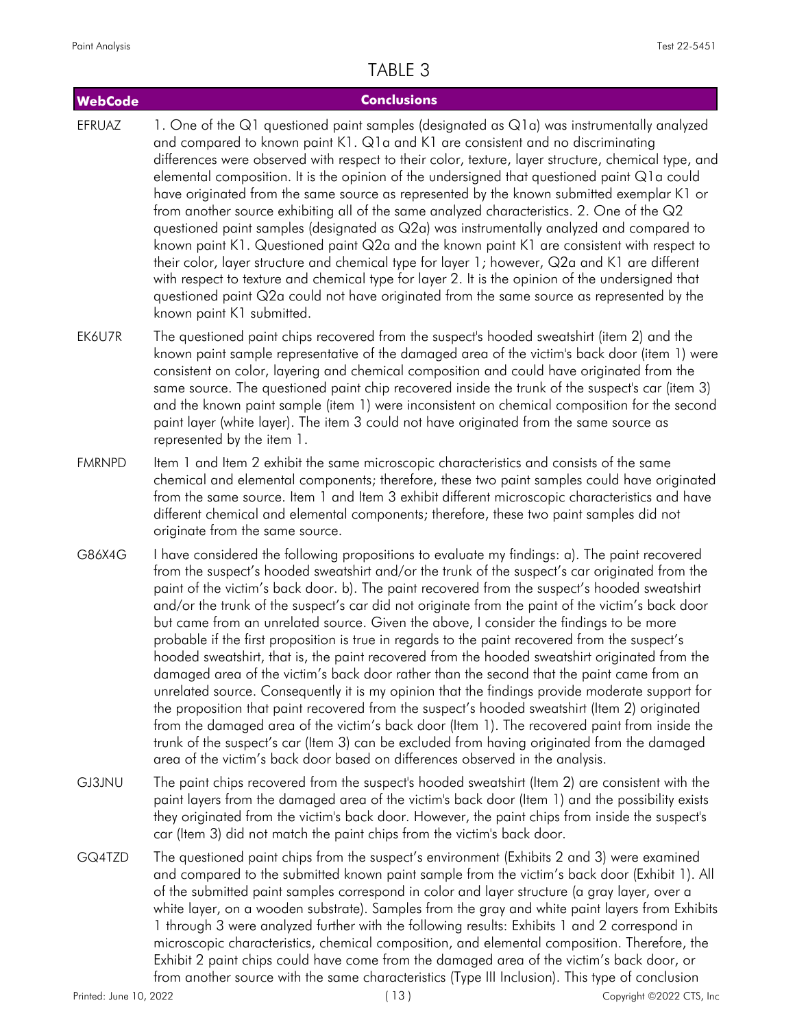# TABLE 3

| WebCode | Conclusions |
| --- | --- |
| EFRUAZ | 1. One of the Q1 questioned paint samples (designated as Q1a) was instrumentally analyzed and compared to known paint K1. Q1a and K1 are consistent and no discriminating differences were observed with respect to their color, texture, layer structure, chemical type, and elemental composition. It is the opinion of the undersigned that questioned paint Q1a could have originated from the same source as represented by the known submitted exemplar K1 or from another source exhibiting all of the same analyzed characteristics. 2. One of the Q2 questioned paint samples (designated as Q2a) was instrumentally analyzed and compared to known paint K1. Questioned paint Q2a and the known paint K1 are consistent with respect to their color, layer structure and chemical type for layer 1; however, Q2a and K1 are different with respect to texture and chemical type for layer 2. It is the opinion of the undersigned that questioned paint Q2a could not have originated from the same source as represented by the known paint K1 submitted. |
| EK6U7R | The questioned paint chips recovered from the suspect's hooded sweatshirt (item 2) and the known paint sample representative of the damaged area of the victim's back door (item 1) were consistent on color, layering and chemical composition and could have originated from the same source. The questioned paint chip recovered inside the trunk of the suspect's car (item 3) and the known paint sample (item 1) were inconsistent on chemical composition for the second paint layer (white layer). The item 3 could not have originated from the same source as represented by the item 1. |
| FMRNPD | Item 1 and Item 2 exhibit the same microscopic characteristics and consists of the same chemical and elemental components; therefore, these two paint samples could have originated from the same source. Item 1 and Item 3 exhibit different microscopic characteristics and have different chemical and elemental components; therefore, these two paint samples did not originate from the same source. |
| G86X4G | I have considered the following propositions to evaluate my findings: a). The paint recovered from the suspect's hooded sweatshirt and/or the trunk of the suspect's car originated from the paint of the victim's back door. b). The paint recovered from the suspect's hooded sweatshirt and/or the trunk of the suspect's car did not originate from the paint of the victim's back door but came from an unrelated source. Given the above, I consider the findings to be more probable if the first proposition is true in regards to the paint recovered from the suspect's hooded sweatshirt, that is, the paint recovered from the hooded sweatshirt originated from the damaged area of the victim's back door rather than the second that the paint came from an unrelated source. Consequently it is my opinion that the findings provide moderate support for the proposition that paint recovered from the suspect's hooded sweatshirt (Item 2) originated from the damaged area of the victim's back door (Item 1). The recovered paint from inside the trunk of the suspect's car (Item 3) can be excluded from having originated from the damaged area of the victim's back door based on differences observed in the analysis. |
| GJ3JNU | The paint chips recovered from the suspect's hooded sweatshirt (Item 2) are consistent with the paint layers from the damaged area of the victim's back door (Item 1) and the possibility exists they originated from the victim's back door. However, the paint chips from inside the suspect's car (Item 3) did not match the paint chips from the victim's back door. |
| GQ4TZD | The questioned paint chips from the suspect's environment (Exhibits 2 and 3) were examined and compared to the submitted known paint sample from the victim's back door (Exhibit 1). All of the submitted paint samples correspond in color and layer structure (a gray layer, over a white layer, on a wooden substrate). Samples from the gray and white paint layers from Exhibits 1 through 3 were analyzed further with the following results: Exhibits 1 and 2 correspond in microscopic characteristics, chemical composition, and elemental composition. Therefore, the Exhibit 2 paint chips could have come from the damaged area of the victim's back door, or from another source with the same characteristics (Type III Inclusion). This type of conclusion |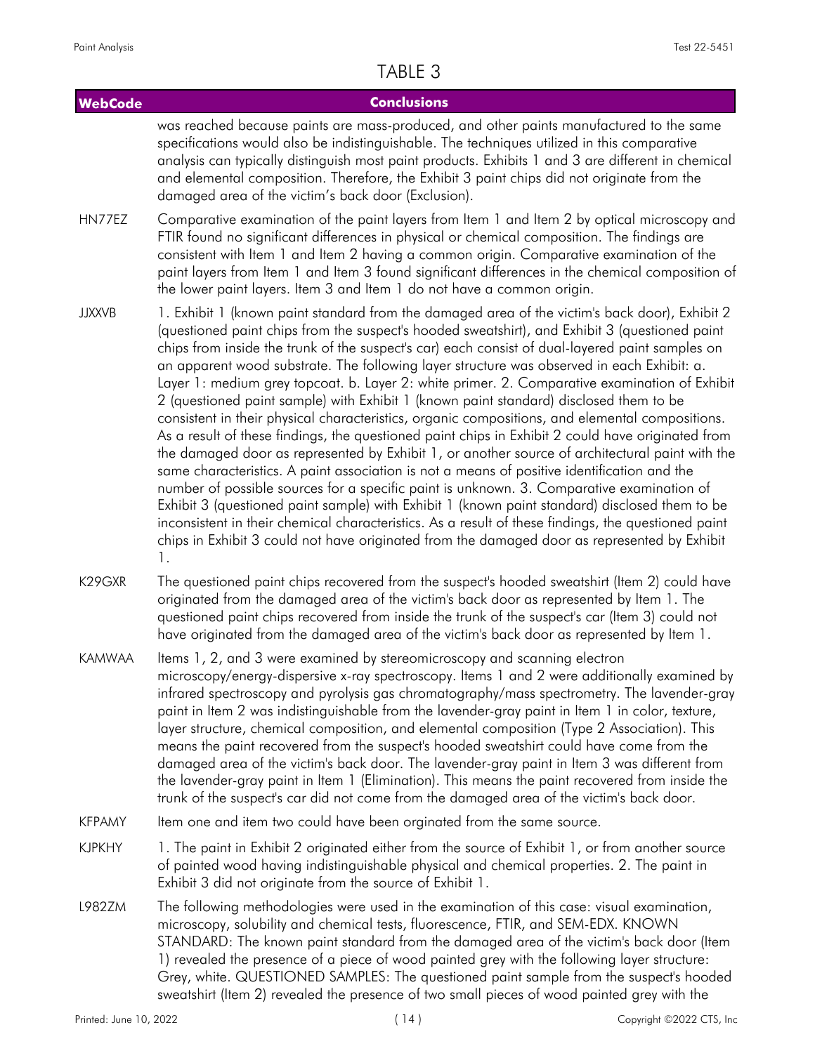## TABLE 3

| WebCode | Conclusions |
|---|---|
| | was reached because paints are mass-produced, and other paints manufactured to the same specifications would also be indistinguishable. The techniques utilized in this comparative analysis can typically distinguish most paint products. Exhibits 1 and 3 are different in chemical and elemental composition. Therefore, the Exhibit 3 paint chips did not originate from the damaged area of the victim's back door (Exclusion). |
| HN77EZ | Comparative examination of the paint layers from Item 1 and Item 2 by optical microscopy and FTIR found no significant differences in physical or chemical composition. The findings are consistent with Item 1 and Item 2 having a common origin. Comparative examination of the paint layers from Item 1 and Item 3 found significant differences in the chemical composition of the lower paint layers. Item 3 and Item 1 do not have a common origin. |
| JJXXVB | 1. Exhibit 1 (known paint standard from the damaged area of the victim's back door), Exhibit 2 (questioned paint chips from the suspect's hooded sweatshirt), and Exhibit 3 (questioned paint chips from inside the trunk of the suspect's car) each consist of dual-layered paint samples on an apparent wood substrate. The following layer structure was observed in each Exhibit: a. Layer 1: medium grey topcoat. b. Layer 2: white primer. 2. Comparative examination of Exhibit 2 (questioned paint sample) with Exhibit 1 (known paint standard) disclosed them to be consistent in their physical characteristics, organic compositions, and elemental compositions. As a result of these findings, the questioned paint chips in Exhibit 2 could have originated from the damaged door as represented by Exhibit 1, or another source of architectural paint with the same characteristics. A paint association is not a means of positive identification and the number of possible sources for a specific paint is unknown. 3. Comparative examination of Exhibit 3 (questioned paint sample) with Exhibit 1 (known paint standard) disclosed them to be inconsistent in their chemical characteristics. As a result of these findings, the questioned paint chips in Exhibit 3 could not have originated from the damaged door as represented by Exhibit 1. |
| K29GXR | The questioned paint chips recovered from the suspect's hooded sweatshirt (Item 2) could have originated from the damaged area of the victim's back door as represented by Item 1. The questioned paint chips recovered from inside the trunk of the suspect's car (Item 3) could not have originated from the damaged area of the victim's back door as represented by Item 1. |
| KAMWAA | Items 1, 2, and 3 were examined by stereomicroscopy and scanning electron microscopy/energy-dispersive x-ray spectroscopy. Items 1 and 2 were additionally examined by infrared spectroscopy and pyrolysis gas chromatography/mass spectrometry. The lavender-gray paint in Item 2 was indistinguishable from the lavender-gray paint in Item 1 in color, texture, layer structure, chemical composition, and elemental composition (Type 2 Association). This means the paint recovered from the suspect's hooded sweatshirt could have come from the damaged area of the victim's back door. The lavender-gray paint in Item 3 was different from the lavender-gray paint in Item 1 (Elimination). This means the paint recovered from inside the trunk of the suspect's car did not come from the damaged area of the victim's back door. |
| KFPAMY | Item one and item two could have been orginated from the same source. |
| KJPKHY | 1. The paint in Exhibit 2 originated either from the source of Exhibit 1, or from another source of painted wood having indistinguishable physical and chemical properties. 2. The paint in Exhibit 3 did not originate from the source of Exhibit 1. |
| L982ZM | The following methodologies were used in the examination of this case: visual examination, microscopy, solubility and chemical tests, fluorescence, FTIR, and SEM-EDX. KNOWN STANDARD: The known paint standard from the damaged area of the victim's back door (Item 1) revealed the presence of a piece of wood painted grey with the following layer structure: Grey, white. QUESTIONED SAMPLES: The questioned paint sample from the suspect's hooded sweatshirt (Item 2) revealed the presence of two small pieces of wood painted grey with the |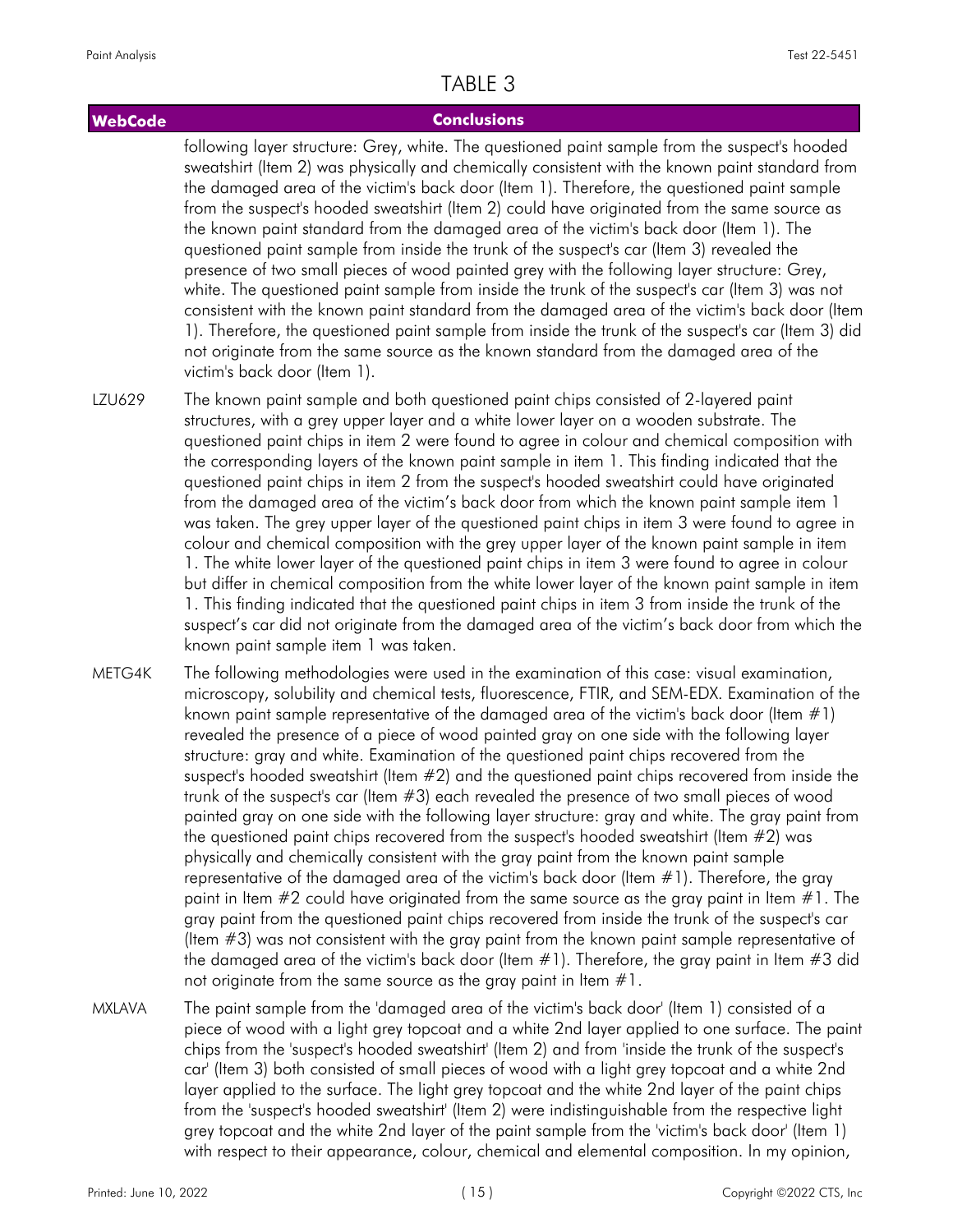# TABLE 3

| WebCode | Conclusions |
|---|---|
| | following layer structure: Grey, white. The questioned paint sample from the suspect's hooded sweatshirt (Item 2) was physically and chemically consistent with the known paint standard from the damaged area of the victim's back door (Item 1). Therefore, the questioned paint sample from the suspect's hooded sweatshirt (Item 2) could have originated from the same source as the known paint standard from the damaged area of the victim's back door (Item 1). The questioned paint sample from inside the trunk of the suspect's car (Item 3) revealed the presence of two small pieces of wood painted grey with the following layer structure: Grey, white. The questioned paint sample from inside the trunk of the suspect's car (Item 3) was not consistent with the known paint standard from the damaged area of the victim's back door (Item 1). Therefore, the questioned paint sample from inside the trunk of the suspect's car (Item 3) did not originate from the same source as the known standard from the damaged area of the victim's back door (Item 1). |
| LZU629 | The known paint sample and both questioned paint chips consisted of 2-layered paint structures, with a grey upper layer and a white lower layer on a wooden substrate. The questioned paint chips in item 2 were found to agree in colour and chemical composition with the corresponding layers of the known paint sample in item 1. This finding indicated that the questioned paint chips in item 2 from the suspect's hooded sweatshirt could have originated from the damaged area of the victim's back door from which the known paint sample item 1 was taken. The grey upper layer of the questioned paint chips in item 3 were found to agree in colour and chemical composition with the grey upper layer of the known paint sample in item 1. The white lower layer of the questioned paint chips in item 3 were found to agree in colour but differ in chemical composition from the white lower layer of the known paint sample in item 1. This finding indicated that the questioned paint chips in item 3 from inside the trunk of the suspect's car did not originate from the damaged area of the victim's back door from which the known paint sample item 1 was taken. |
| METG4K | The following methodologies were used in the examination of this case: visual examination, microscopy, solubility and chemical tests, fluorescence, FTIR, and SEM-EDX. Examination of the known paint sample representative of the damaged area of the victim's back door (Item #1) revealed the presence of a piece of wood painted gray on one side with the following layer structure: gray and white. Examination of the questioned paint chips recovered from the suspect's hooded sweatshirt (Item #2) and the questioned paint chips recovered from inside the trunk of the suspect's car (Item #3) each revealed the presence of two small pieces of wood painted gray on one side with the following layer structure: gray and white. The gray paint from the questioned paint chips recovered from the suspect's hooded sweatshirt (Item #2) was physically and chemically consistent with the gray paint from the known paint sample representative of the damaged area of the victim's back door (Item #1). Therefore, the gray paint in Item #2 could have originated from the same source as the gray paint in Item #1. The gray paint from the questioned paint chips recovered from inside the trunk of the suspect's car (Item #3) was not consistent with the gray paint from the known paint sample representative of the damaged area of the victim's back door (Item #1). Therefore, the gray paint in Item #3 did not originate from the same source as the gray paint in Item #1. |
| MXLAVA | The paint sample from the 'damaged area of the victim's back door' (Item 1) consisted of a piece of wood with a light grey topcoat and a white 2nd layer applied to one surface. The paint chips from the 'suspect's hooded sweatshirt' (Item 2) and from 'inside the trunk of the suspect's car' (Item 3) both consisted of small pieces of wood with a light grey topcoat and a white 2nd layer applied to the surface. The light grey topcoat and the white 2nd layer of the paint chips from the 'suspect's hooded sweatshirt' (Item 2) were indistinguishable from the respective light grey topcoat and the white 2nd layer of the paint sample from the 'victim's back door' (Item 1) with respect to their appearance, colour, chemical and elemental composition. In my opinion, |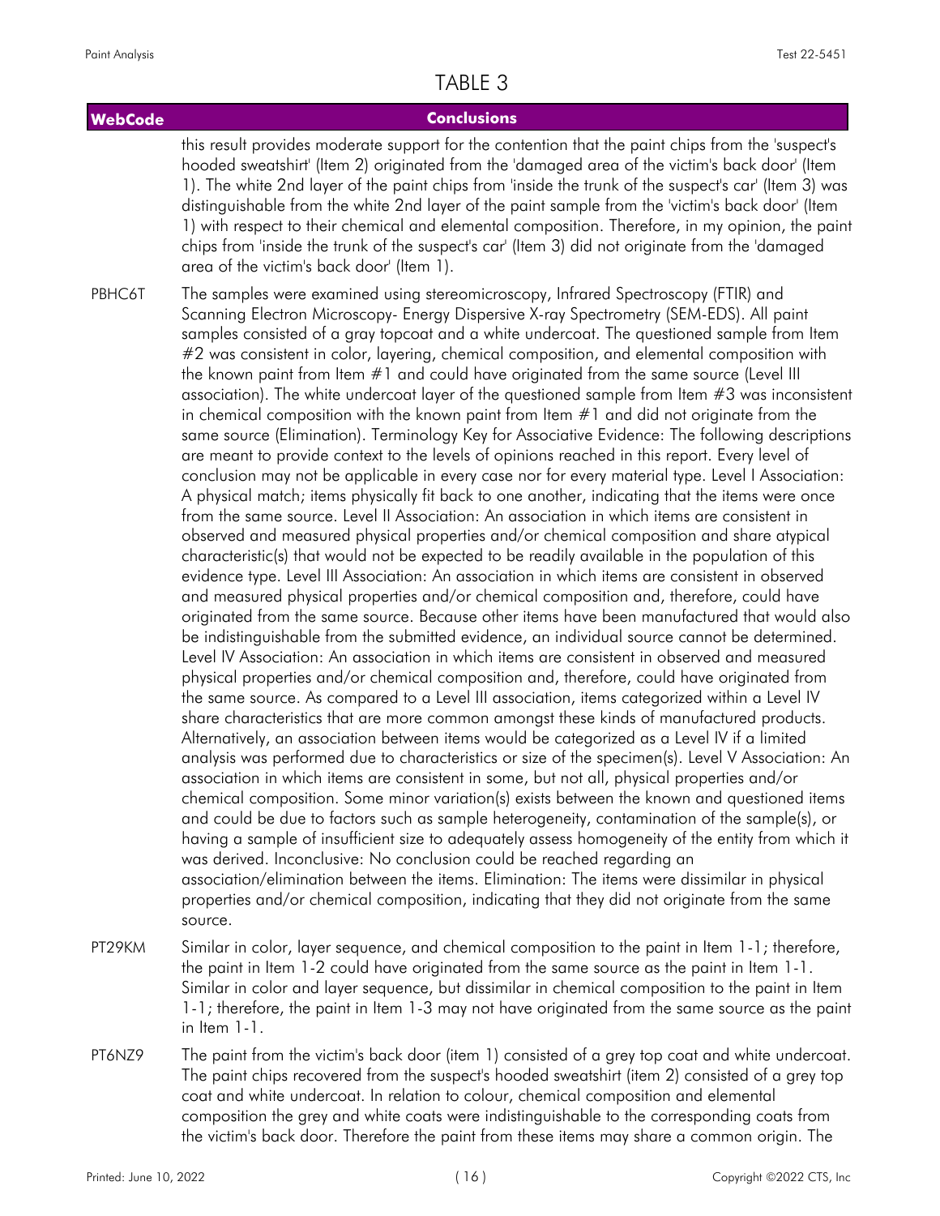## TABLE 3

| WebCode | Conclusions |
|---|---|
| | this result provides moderate support for the contention that the paint chips from the 'suspect's hooded sweatshirt' (Item 2) originated from the 'damaged area of the victim's back door' (Item 1). The white 2nd layer of the paint chips from 'inside the trunk of the suspect's car' (Item 3) was distinguishable from the white 2nd layer of the paint sample from the 'victim's back door' (Item 1) with respect to their chemical and elemental composition. Therefore, in my opinion, the paint chips from 'inside the trunk of the suspect's car' (Item 3) did not originate from the 'damaged area of the victim's back door' (Item 1). |
| PBHC6T | The samples were examined using stereomicroscopy, Infrared Spectroscopy (FTIR) and Scanning Electron Microscopy- Energy Dispersive X-ray Spectrometry (SEM-EDS). All paint samples consisted of a gray topcoat and a white undercoat. The questioned sample from Item #2 was consistent in color, layering, chemical composition, and elemental composition with the known paint from Item #1 and could have originated from the same source (Level III association). The white undercoat layer of the questioned sample from Item #3 was inconsistent in chemical composition with the known paint from Item #1 and did not originate from the same source (Elimination). Terminology Key for Associative Evidence: The following descriptions are meant to provide context to the levels of opinions reached in this report. Every level of conclusion may not be applicable in every case nor for every material type. Level I Association: A physical match; items physically fit back to one another, indicating that the items were once from the same source. Level II Association: An association in which items are consistent in observed and measured physical properties and/or chemical composition and share atypical characteristic(s) that would not be expected to be readily available in the population of this evidence type. Level III Association: An association in which items are consistent in observed and measured physical properties and/or chemical composition and, therefore, could have originated from the same source. Because other items have been manufactured that would also be indistinguishable from the submitted evidence, an individual source cannot be determined. Level IV Association: An association in which items are consistent in observed and measured physical properties and/or chemical composition and, therefore, could have originated from the same source. As compared to a Level III association, items categorized within a Level IV share characteristics that are more common amongst these kinds of manufactured products. Alternatively, an association between items would be categorized as a Level IV if a limited analysis was performed due to characteristics or size of the specimen(s). Level V Association: An association in which items are consistent in some, but not all, physical properties and/or chemical composition. Some minor variation(s) exists between the known and questioned items and could be due to factors such as sample heterogeneity, contamination of the sample(s), or having a sample of insufficient size to adequately assess homogeneity of the entity from which it was derived. Inconclusive: No conclusion could be reached regarding an association/elimination between the items. Elimination: The items were dissimilar in physical properties and/or chemical composition, indicating that they did not originate from the same source. |
| PT29KM | Similar in color, layer sequence, and chemical composition to the paint in Item 1-1; therefore, the paint in Item 1-2 could have originated from the same source as the paint in Item 1-1. Similar in color and layer sequence, but dissimilar in chemical composition to the paint in Item 1-1; therefore, the paint in Item 1-3 may not have originated from the same source as the paint in Item 1-1. |
| PT6NZ9 | The paint from the victim's back door (item 1) consisted of a grey top coat and white undercoat. The paint chips recovered from the suspect's hooded sweatshirt (item 2) consisted of a grey top coat and white undercoat. In relation to colour, chemical composition and elemental composition the grey and white coats were indistinguishable to the corresponding coats from the victim's back door. Therefore the paint from these items may share a common origin. The |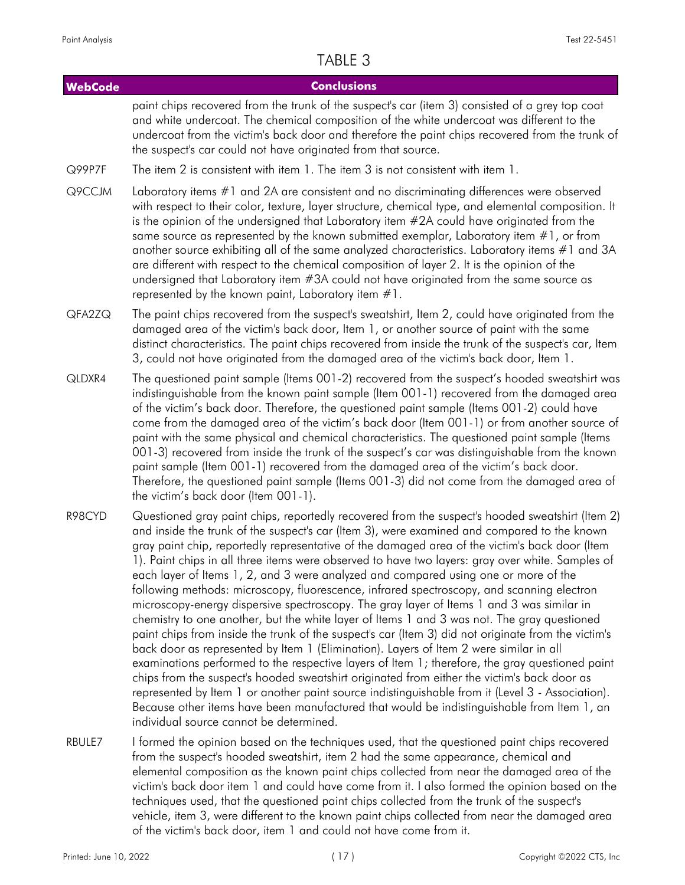## TABLE 3

| WebCode | Conclusions |
|---|---|
| | paint chips recovered from the trunk of the suspect's car (item 3) consisted of a grey top coat and white undercoat. The chemical composition of the white undercoat was different to the undercoat from the victim's back door and therefore the paint chips recovered from the trunk of the suspect's car could not have originated from that source. |
| Q99P7F | The item 2 is consistent with item 1. The item 3 is not consistent with item 1. |
| Q9CCJM | Laboratory items #1 and 2A are consistent and no discriminating differences were observed with respect to their color, texture, layer structure, chemical type, and elemental composition. It is the opinion of the undersigned that Laboratory item #2A could have originated from the same source as represented by the known submitted exemplar, Laboratory item #1, or from another source exhibiting all of the same analyzed characteristics. Laboratory items #1 and 3A are different with respect to the chemical composition of layer 2. It is the opinion of the undersigned that Laboratory item #3A could not have originated from the same source as represented by the known paint, Laboratory item #1. |
| QFA2ZQ | The paint chips recovered from the suspect's sweatshirt, Item 2, could have originated from the damaged area of the victim's back door, Item 1, or another source of paint with the same distinct characteristics. The paint chips recovered from inside the trunk of the suspect's car, Item 3, could not have originated from the damaged area of the victim's back door, Item 1. |
| QLDXR4 | The questioned paint sample (Items 001-2) recovered from the suspect's hooded sweatshirt was indistinguishable from the known paint sample (Item 001-1) recovered from the damaged area of the victim's back door. Therefore, the questioned paint sample (Items 001-2) could have come from the damaged area of the victim's back door (Item 001-1) or from another source of paint with the same physical and chemical characteristics. The questioned paint sample (Items 001-3) recovered from inside the trunk of the suspect's car was distinguishable from the known paint sample (Item 001-1) recovered from the damaged area of the victim's back door. Therefore, the questioned paint sample (Items 001-3) did not come from the damaged area of the victim's back door (Item 001-1). |
| R98CYD | Questioned gray paint chips, reportedly recovered from the suspect's hooded sweatshirt (Item 2) and inside the trunk of the suspect's car (Item 3), were examined and compared to the known gray paint chip, reportedly representative of the damaged area of the victim's back door (Item 1). Paint chips in all three items were observed to have two layers: gray over white. Samples of each layer of Items 1, 2, and 3 were analyzed and compared using one or more of the following methods: microscopy, fluorescence, infrared spectroscopy, and scanning electron microscopy-energy dispersive spectroscopy. The gray layer of Items 1 and 3 was similar in chemistry to one another, but the white layer of Items 1 and 3 was not. The gray questioned paint chips from inside the trunk of the suspect's car (Item 3) did not originate from the victim's back door as represented by Item 1 (Elimination). Layers of Item 2 were similar in all examinations performed to the respective layers of Item 1; therefore, the gray questioned paint chips from the suspect's hooded sweatshirt originated from either the victim's back door as represented by Item 1 or another paint source indistinguishable from it (Level 3 - Association). Because other items have been manufactured that would be indistinguishable from Item 1, an individual source cannot be determined. |
| RBULE7 | I formed the opinion based on the techniques used, that the questioned paint chips recovered from the suspect's hooded sweatshirt, item 2 had the same appearance, chemical and elemental composition as the known paint chips collected from near the damaged area of the victim's back door item 1 and could have come from it. I also formed the opinion based on the techniques used, that the questioned paint chips collected from the trunk of the suspect's vehicle, item 3, were different to the known paint chips collected from near the damaged area of the victim's back door, item 1 and could not have come from it. |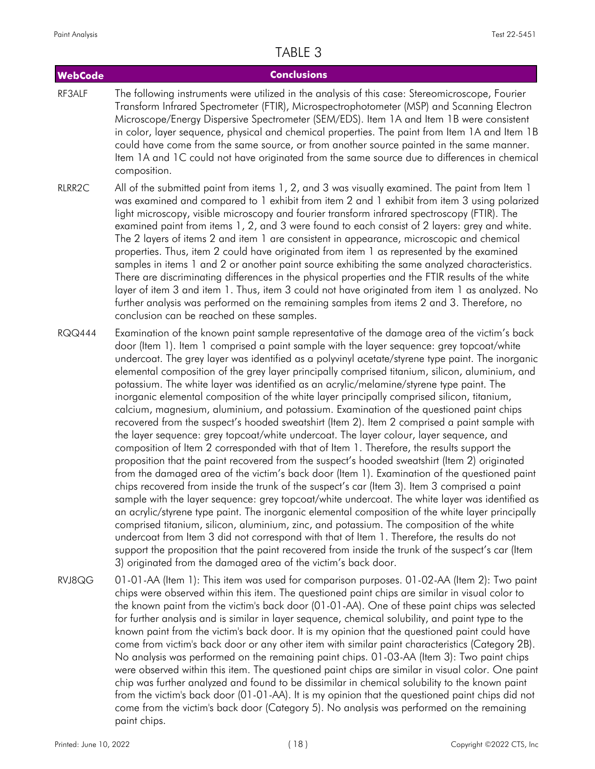# TABLE 3

| WebCode | Conclusions |
|---|---|
| RF3ALF | The following instruments were utilized in the analysis of this case: Stereomicroscope, Fourier Transform Infrared Spectrometer (FTIR), Microspectrophotometer (MSP) and Scanning Electron Microscope/Energy Dispersive Spectrometer (SEM/EDS). Item 1A and Item 1B were consistent in color, layer sequence, physical and chemical properties. The paint from Item 1A and Item 1B could have come from the same source, or from another source painted in the same manner. Item 1A and 1C could not have originated from the same source due to differences in chemical composition. |
| RLRR2C | All of the submitted paint from items 1, 2, and 3 was visually examined. The paint from Item 1 was examined and compared to 1 exhibit from item 2 and 1 exhibit from item 3 using polarized light microscopy, visible microscopy and fourier transform infrared spectroscopy (FTIR). The examined paint from items 1, 2, and 3 were found to each consist of 2 layers: grey and white. The 2 layers of items 2 and item 1 are consistent in appearance, microscopic and chemical properties. Thus, item 2 could have originated from item 1 as represented by the examined samples in items 1 and 2 or another paint source exhibiting the same analyzed characteristics. There are discriminating differences in the physical properties and the FTIR results of the white layer of item 3 and item 1. Thus, item 3 could not have originated from item 1 as analyzed. No further analysis was performed on the remaining samples from items 2 and 3. Therefore, no conclusion can be reached on these samples. |
| RQQ444 | Examination of the known paint sample representative of the damage area of the victim's back door (Item 1). Item 1 comprised a paint sample with the layer sequence: grey topcoat/white undercoat. The grey layer was identified as a polyvinyl acetate/styrene type paint. The inorganic elemental composition of the grey layer principally comprised titanium, silicon, aluminium, and potassium. The white layer was identified as an acrylic/melamine/styrene type paint. The inorganic elemental composition of the white layer principally comprised silicon, titanium, calcium, magnesium, aluminium, and potassium. Examination of the questioned paint chips recovered from the suspect's hooded sweatshirt (Item 2). Item 2 comprised a paint sample with the layer sequence: grey topcoat/white undercoat. The layer colour, layer sequence, and composition of Item 2 corresponded with that of Item 1. Therefore, the results support the proposition that the paint recovered from the suspect's hooded sweatshirt (Item 2) originated from the damaged area of the victim's back door (Item 1). Examination of the questioned paint chips recovered from inside the trunk of the suspect's car (Item 3). Item 3 comprised a paint sample with the layer sequence: grey topcoat/white undercoat. The white layer was identified as an acrylic/styrene type paint. The inorganic elemental composition of the white layer principally comprised titanium, silicon, aluminium, zinc, and potassium. The composition of the white undercoat from Item 3 did not correspond with that of Item 1. Therefore, the results do not support the proposition that the paint recovered from inside the trunk of the suspect's car (Item 3) originated from the damaged area of the victim's back door. |
| RVJ8QG | 01-01-AA (Item 1): This item was used for comparison purposes. 01-02-AA (Item 2): Two paint chips were observed within this item. The questioned paint chips are similar in visual color to the known paint from the victim's back door (01-01-AA). One of these paint chips was selected for further analysis and is similar in layer sequence, chemical solubility, and paint type to the known paint from the victim's back door. It is my opinion that the questioned paint could have come from victim's back door or any other item with similar paint characteristics (Category 2B). No analysis was performed on the remaining paint chips. 01-03-AA (Item 3): Two paint chips were observed within this item. The questioned paint chips are similar in visual color. One paint chip was further analyzed and found to be dissimilar in chemical solubility to the known paint from the victim's back door (01-01-AA). It is my opinion that the questioned paint chips did not come from the victim's back door (Category 5). No analysis was performed on the remaining paint chips. |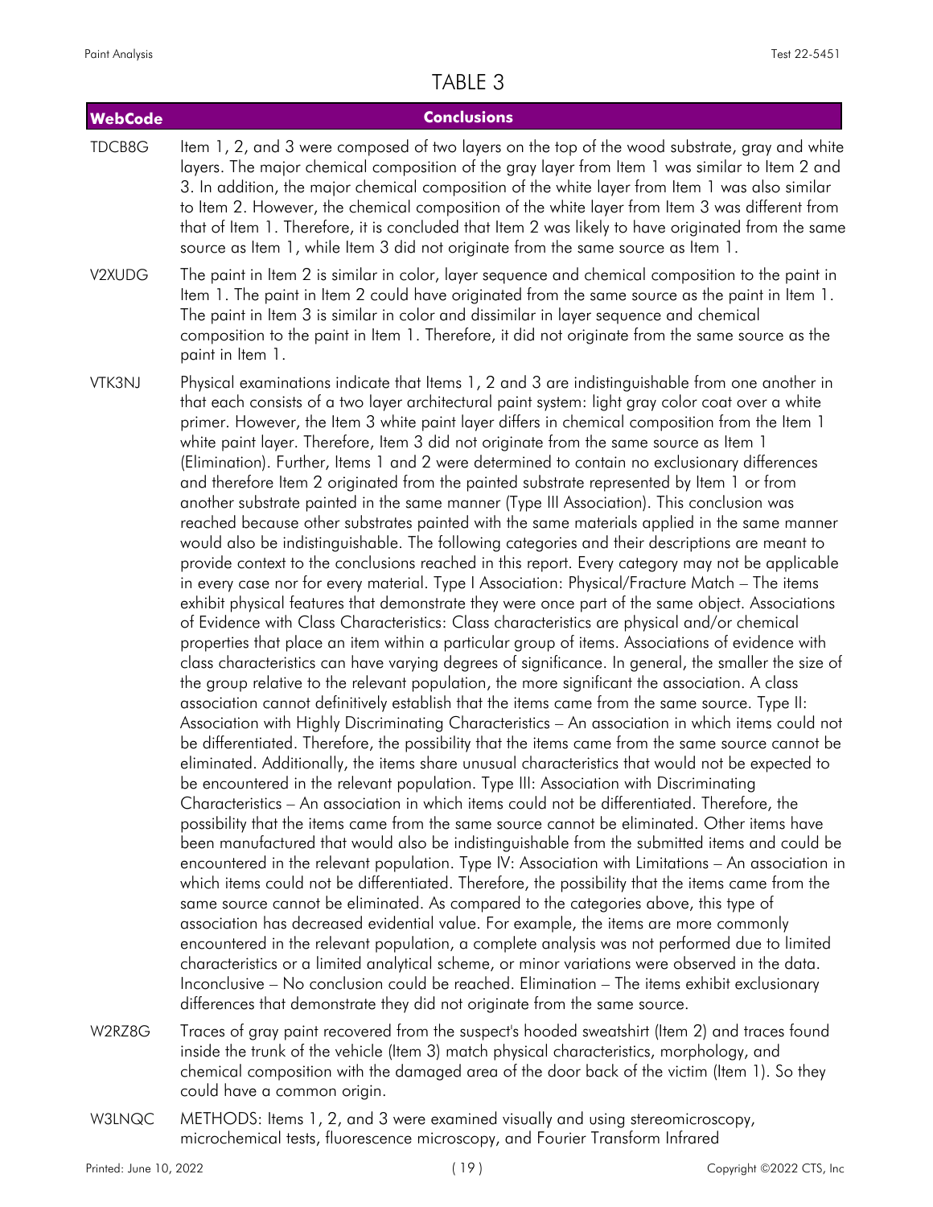## TABLE 3

| WebCode | Conclusions |
|---|---|
| TDCB8G | Item 1, 2, and 3 were composed of two layers on the top of the wood substrate, gray and white layers. The major chemical composition of the gray layer from Item 1 was similar to Item 2 and 3. In addition, the major chemical composition of the white layer from Item 1 was also similar to Item 2. However, the chemical composition of the white layer from Item 3 was different from that of Item 1. Therefore, it is concluded that Item 2 was likely to have originated from the same source as Item 1, while Item 3 did not originate from the same source as Item 1. |
| V2XUDG | The paint in Item 2 is similar in color, layer sequence and chemical composition to the paint in Item 1. The paint in Item 2 could have originated from the same source as the paint in Item 1. The paint in Item 3 is similar in color and dissimilar in layer sequence and chemical composition to the paint in Item 1. Therefore, it did not originate from the same source as the paint in Item 1. |
| VTK3NJ | Physical examinations indicate that Items 1, 2 and 3 are indistinguishable from one another in that each consists of a two layer architectural paint system: light gray color coat over a white primer. However, the Item 3 white paint layer differs in chemical composition from the Item 1 white paint layer. Therefore, Item 3 did not originate from the same source as Item 1 (Elimination). Further, Items 1 and 2 were determined to contain no exclusionary differences and therefore Item 2 originated from the painted substrate represented by Item 1 or from another substrate painted in the same manner (Type III Association). This conclusion was reached because other substrates painted with the same materials applied in the same manner would also be indistinguishable. The following categories and their descriptions are meant to provide context to the conclusions reached in this report. Every category may not be applicable in every case nor for every material. Type I Association: Physical/Fracture Match – The items exhibit physical features that demonstrate they were once part of the same object. Associations of Evidence with Class Characteristics: Class characteristics are physical and/or chemical properties that place an item within a particular group of items. Associations of evidence with class characteristics can have varying degrees of significance. In general, the smaller the size of the group relative to the relevant population, the more significant the association. A class association cannot definitively establish that the items came from the same source. Type II: Association with Highly Discriminating Characteristics – An association in which items could not be differentiated. Therefore, the possibility that the items came from the same source cannot be eliminated. Additionally, the items share unusual characteristics that would not be expected to be encountered in the relevant population. Type III: Association with Discriminating Characteristics – An association in which items could not be differentiated. Therefore, the possibility that the items came from the same source cannot be eliminated. Other items have been manufactured that would also be indistinguishable from the submitted items and could be encountered in the relevant population. Type IV: Association with Limitations – An association in which items could not be differentiated. Therefore, the possibility that the items came from the same source cannot be eliminated. As compared to the categories above, this type of association has decreased evidential value. For example, the items are more commonly encountered in the relevant population, a complete analysis was not performed due to limited characteristics or a limited analytical scheme, or minor variations were observed in the data. Inconclusive – No conclusion could be reached. Elimination – The items exhibit exclusionary differences that demonstrate they did not originate from the same source. |
| W2RZ8G | Traces of gray paint recovered from the suspect's hooded sweatshirt (Item 2) and traces found inside the trunk of the vehicle (Item 3) match physical characteristics, morphology, and chemical composition with the damaged area of the door back of the victim (Item 1). So they could have a common origin. |
| W3LNQC | METHODS: Items 1, 2, and 3 were examined visually and using stereomicroscopy, microchemical tests, fluorescence microscopy, and Fourier Transform Infrared |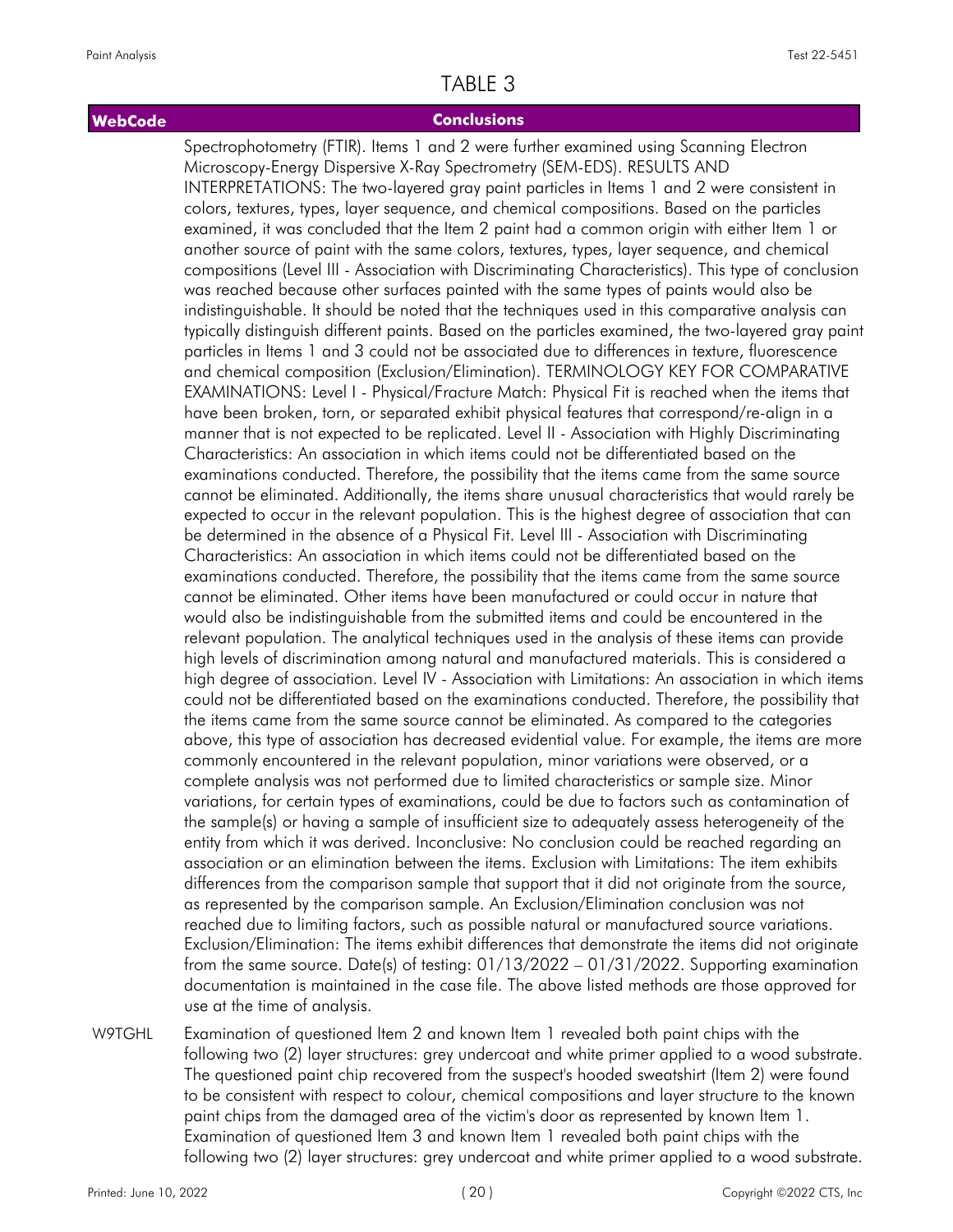# TABLE 3

| WebCode | Conclusions |
| --- | --- |
| | Spectrophotometry (FTIR). Items 1 and 2 were further examined using Scanning Electron Microscopy-Energy Dispersive X-Ray Spectrometry (SEM-EDS). RESULTS AND INTERPRETATIONS: The two-layered gray paint particles in Items 1 and 2 were consistent in colors, textures, types, layer sequence, and chemical compositions. Based on the particles examined, it was concluded that the Item 2 paint had a common origin with either Item 1 or another source of paint with the same colors, textures, types, layer sequence, and chemical compositions (Level III - Association with Discriminating Characteristics). This type of conclusion was reached because other surfaces painted with the same types of paints would also be indistinguishable. It should be noted that the techniques used in this comparative analysis can typically distinguish different paints. Based on the particles examined, the two-layered gray paint particles in Items 1 and 3 could not be associated due to differences in texture, fluorescence and chemical composition (Exclusion/Elimination). TERMINOLOGY KEY FOR COMPARATIVE EXAMINATIONS: Level I - Physical/Fracture Match: Physical Fit is reached when the items that have been broken, torn, or separated exhibit physical features that correspond/re-align in a manner that is not expected to be replicated. Level II - Association with Highly Discriminating Characteristics: An association in which items could not be differentiated based on the examinations conducted. Therefore, the possibility that the items came from the same source cannot be eliminated. Additionally, the items share unusual characteristics that would rarely be expected to occur in the relevant population. This is the highest degree of association that can be determined in the absence of a Physical Fit. Level III - Association with Discriminating Characteristics: An association in which items could not be differentiated based on the examinations conducted. Therefore, the possibility that the items came from the same source cannot be eliminated. Other items have been manufactured or could occur in nature that would also be indistinguishable from the submitted items and could be encountered in the relevant population. The analytical techniques used in the analysis of these items can provide high levels of discrimination among natural and manufactured materials. This is considered a high degree of association. Level IV - Association with Limitations: An association in which items could not be differentiated based on the examinations conducted. Therefore, the possibility that the items came from the same source cannot be eliminated. As compared to the categories above, this type of association has decreased evidential value. For example, the items are more commonly encountered in the relevant population, minor variations were observed, or a complete analysis was not performed due to limited characteristics or sample size. Minor variations, for certain types of examinations, could be due to factors such as contamination of the sample(s) or having a sample of insufficient size to adequately assess heterogeneity of the entity from which it was derived. Inconclusive: No conclusion could be reached regarding an association or an elimination between the items. Exclusion with Limitations: The item exhibits differences from the comparison sample that support that it did not originate from the source, as represented by the comparison sample. An Exclusion/Elimination conclusion was not reached due to limiting factors, such as possible natural or manufactured source variations. Exclusion/Elimination: The items exhibit differences that demonstrate the items did not originate from the same source. Date(s) of testing: 01/13/2022 – 01/31/2022. Supporting examination documentation is maintained in the case file. The above listed methods are those approved for use at the time of analysis. |
| W9TGHL | Examination of questioned Item 2 and known Item 1 revealed both paint chips with the following two (2) layer structures: grey undercoat and white primer applied to a wood substrate. The questioned paint chip recovered from the suspect's hooded sweatshirt (Item 2) were found to be consistent with respect to colour, chemical compositions and layer structure to the known paint chips from the damaged area of the victim's door as represented by known Item 1. Examination of questioned Item 3 and known Item 1 revealed both paint chips with the following two (2) layer structures: grey undercoat and white primer applied to a wood substrate. |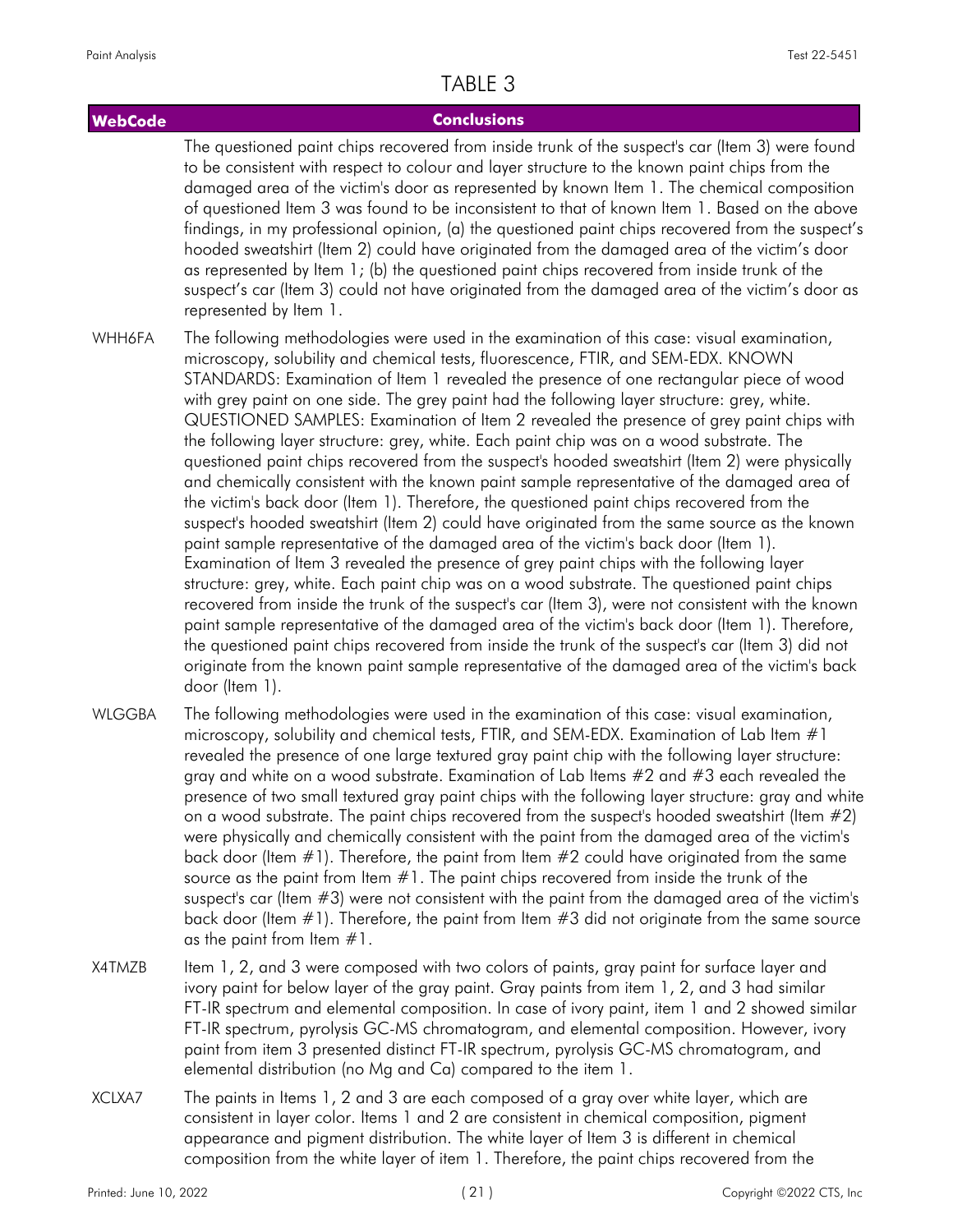# TABLE 3

| WebCode | Conclusions |
|---|---|
| | The questioned paint chips recovered from inside trunk of the suspect's car (Item 3) were found to be consistent with respect to colour and layer structure to the known paint chips from the damaged area of the victim's door as represented by known Item 1. The chemical composition of questioned Item 3 was found to be inconsistent to that of known Item 1. Based on the above findings, in my professional opinion, (a) the questioned paint chips recovered from the suspect's hooded sweatshirt (Item 2) could have originated from the damaged area of the victim's door as represented by Item 1; (b) the questioned paint chips recovered from inside trunk of the suspect's car (Item 3) could not have originated from the damaged area of the victim's door as represented by Item 1. |
| WHH6FA | The following methodologies were used in the examination of this case: visual examination, microscopy, solubility and chemical tests, fluorescence, FTIR, and SEM-EDX. KNOWN STANDARDS: Examination of Item 1 revealed the presence of one rectangular piece of wood with grey paint on one side. The grey paint had the following layer structure: grey, white. QUESTIONED SAMPLES: Examination of Item 2 revealed the presence of grey paint chips with the following layer structure: grey, white. Each paint chip was on a wood substrate. The questioned paint chips recovered from the suspect's hooded sweatshirt (Item 2) were physically and chemically consistent with the known paint sample representative of the damaged area of the victim's back door (Item 1). Therefore, the questioned paint chips recovered from the suspect's hooded sweatshirt (Item 2) could have originated from the same source as the known paint sample representative of the damaged area of the victim's back door (Item 1). Examination of Item 3 revealed the presence of grey paint chips with the following layer structure: grey, white. Each paint chip was on a wood substrate. The questioned paint chips recovered from inside the trunk of the suspect's car (Item 3), were not consistent with the known paint sample representative of the damaged area of the victim's back door (Item 1). Therefore, the questioned paint chips recovered from inside the trunk of the suspect's car (Item 3) did not originate from the known paint sample representative of the damaged area of the victim's back door (Item 1). |
| WLGGBA | The following methodologies were used in the examination of this case: visual examination, microscopy, solubility and chemical tests, FTIR, and SEM-EDX. Examination of Lab Item #1 revealed the presence of one large textured gray paint chip with the following layer structure: gray and white on a wood substrate. Examination of Lab Items #2 and #3 each revealed the presence of two small textured gray paint chips with the following layer structure: gray and white on a wood substrate. The paint chips recovered from the suspect's hooded sweatshirt (Item #2) were physically and chemically consistent with the paint from the damaged area of the victim's back door (Item #1). Therefore, the paint from Item #2 could have originated from the same source as the paint from Item #1. The paint chips recovered from inside the trunk of the suspect's car (Item #3) were not consistent with the paint from the damaged area of the victim's back door (Item #1). Therefore, the paint from Item #3 did not originate from the same source as the paint from Item #1. |
| X4TMZB | Item 1, 2, and 3 were composed with two colors of paints, gray paint for surface layer and ivory paint for below layer of the gray paint. Gray paints from item 1, 2, and 3 had similar FT-IR spectrum and elemental composition. In case of ivory paint, item 1 and 2 showed similar FT-IR spectrum, pyrolysis GC-MS chromatogram, and elemental composition. However, ivory paint from item 3 presented distinct FT-IR spectrum, pyrolysis GC-MS chromatogram, and elemental distribution (no Mg and Ca) compared to the item 1. |
| XCLXA7 | The paints in Items 1, 2 and 3 are each composed of a gray over white layer, which are consistent in layer color. Items 1 and 2 are consistent in chemical composition, pigment appearance and pigment distribution. The white layer of Item 3 is different in chemical composition from the white layer of item 1. Therefore, the paint chips recovered from the |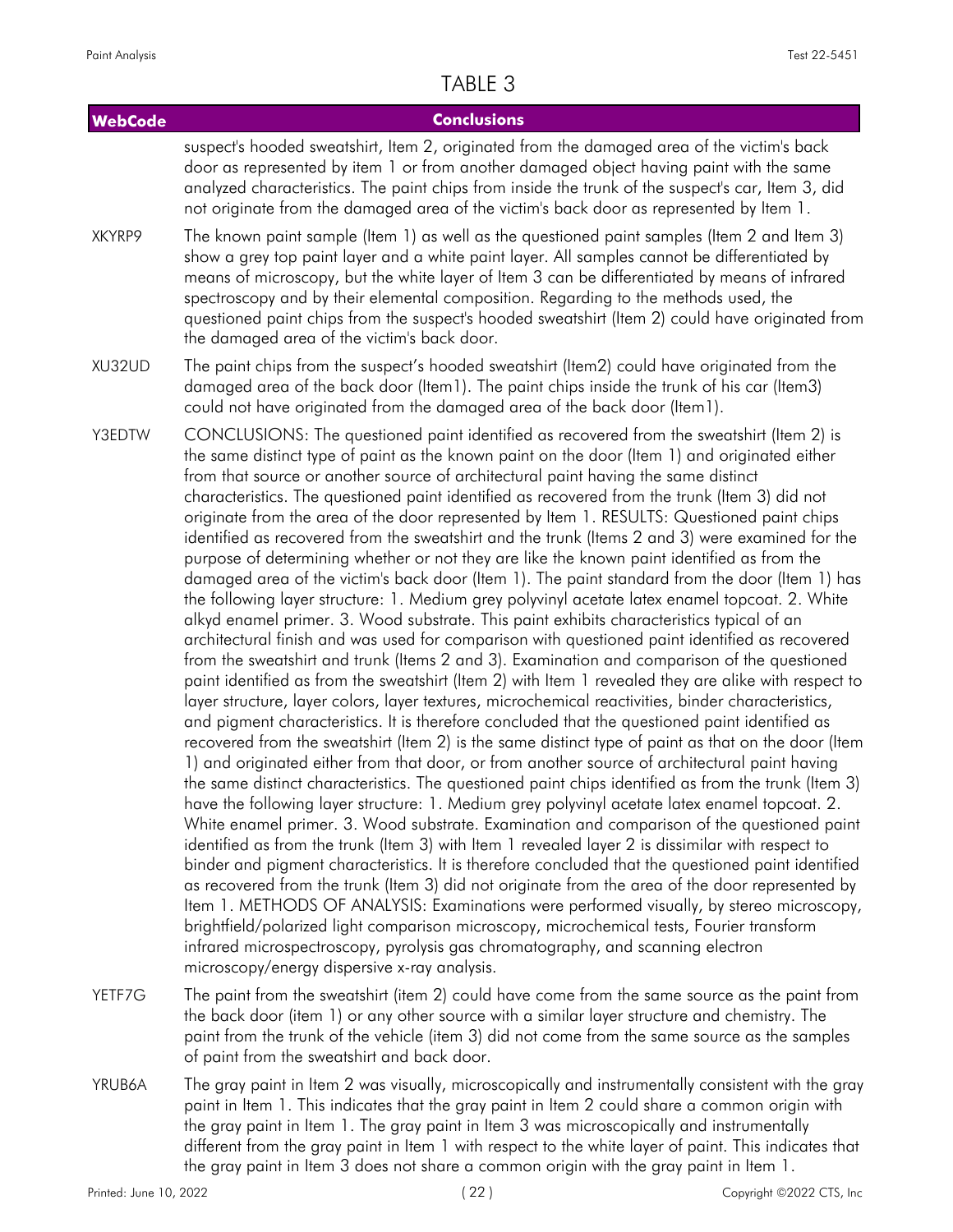# TABLE 3

| WebCode | Conclusions |
|---|---|
| | suspect's hooded sweatshirt, Item 2, originated from the damaged area of the victim's back door as represented by item 1 or from another damaged object having paint with the same analyzed characteristics. The paint chips from inside the trunk of the suspect's car, Item 3, did not originate from the damaged area of the victim's back door as represented by Item 1. |
| XKYRP9 | The known paint sample (Item 1) as well as the questioned paint samples (Item 2 and Item 3) show a grey top paint layer and a white paint layer. All samples cannot be differentiated by means of microscopy, but the white layer of Item 3 can be differentiated by means of infrared spectroscopy and by their elemental composition. Regarding to the methods used, the questioned paint chips from the suspect's hooded sweatshirt (Item 2) could have originated from the damaged area of the victim's back door. |
| XU32UD | The paint chips from the suspect's hooded sweatshirt (Item2) could have originated from the damaged area of the back door (Item1). The paint chips inside the trunk of his car (Item3) could not have originated from the damaged area of the back door (Item1). |
| Y3EDTW | CONCLUSIONS: The questioned paint identified as recovered from the sweatshirt (Item 2) is the same distinct type of paint as the known paint on the door (Item 1) and originated either from that source or another source of architectural paint having the same distinct characteristics. The questioned paint identified as recovered from the trunk (Item 3) did not originate from the area of the door represented by Item 1. RESULTS: Questioned paint chips identified as recovered from the sweatshirt and the trunk (Items 2 and 3) were examined for the purpose of determining whether or not they are like the known paint identified as from the damaged area of the victim's back door (Item 1). The paint standard from the door (Item 1) has the following layer structure: 1. Medium grey polyvinyl acetate latex enamel topcoat. 2. White alkyd enamel primer. 3. Wood substrate. This paint exhibits characteristics typical of an architectural finish and was used for comparison with questioned paint identified as recovered from the sweatshirt and trunk (Items 2 and 3). Examination and comparison of the questioned paint identified as from the sweatshirt (Item 2) with Item 1 revealed they are alike with respect to layer structure, layer colors, layer textures, microchemical reactivities, binder characteristics, and pigment characteristics. It is therefore concluded that the questioned paint identified as recovered from the sweatshirt (Item 2) is the same distinct type of paint as that on the door (Item 1) and originated either from that door, or from another source of architectural paint having the same distinct characteristics. The questioned paint chips identified as from the trunk (Item 3) have the following layer structure: 1. Medium grey polyvinyl acetate latex enamel topcoat. 2. White enamel primer. 3. Wood substrate. Examination and comparison of the questioned paint identified as from the trunk (Item 3) with Item 1 revealed layer 2 is dissimilar with respect to binder and pigment characteristics. It is therefore concluded that the questioned paint identified as recovered from the trunk (Item 3) did not originate from the area of the door represented by Item 1. METHODS OF ANALYSIS: Examinations were performed visually, by stereo microscopy, brightfield/polarized light comparison microscopy, microchemical tests, Fourier transform infrared microspectroscopy, pyrolysis gas chromatography, and scanning electron microscopy/energy dispersive x-ray analysis. |
| YETF7G | The paint from the sweatshirt (item 2) could have come from the same source as the paint from the back door (item 1) or any other source with a similar layer structure and chemistry. The paint from the trunk of the vehicle (item 3) did not come from the same source as the samples of paint from the sweatshirt and back door. |
| YRUB6A | The gray paint in Item 2 was visually, microscopically and instrumentally consistent with the gray paint in Item 1. This indicates that the gray paint in Item 2 could share a common origin with the gray paint in Item 1. The gray paint in Item 3 was microscopically and instrumentally different from the gray paint in Item 1 with respect to the white layer of paint. This indicates that the gray paint in Item 3 does not share a common origin with the gray paint in Item 1. |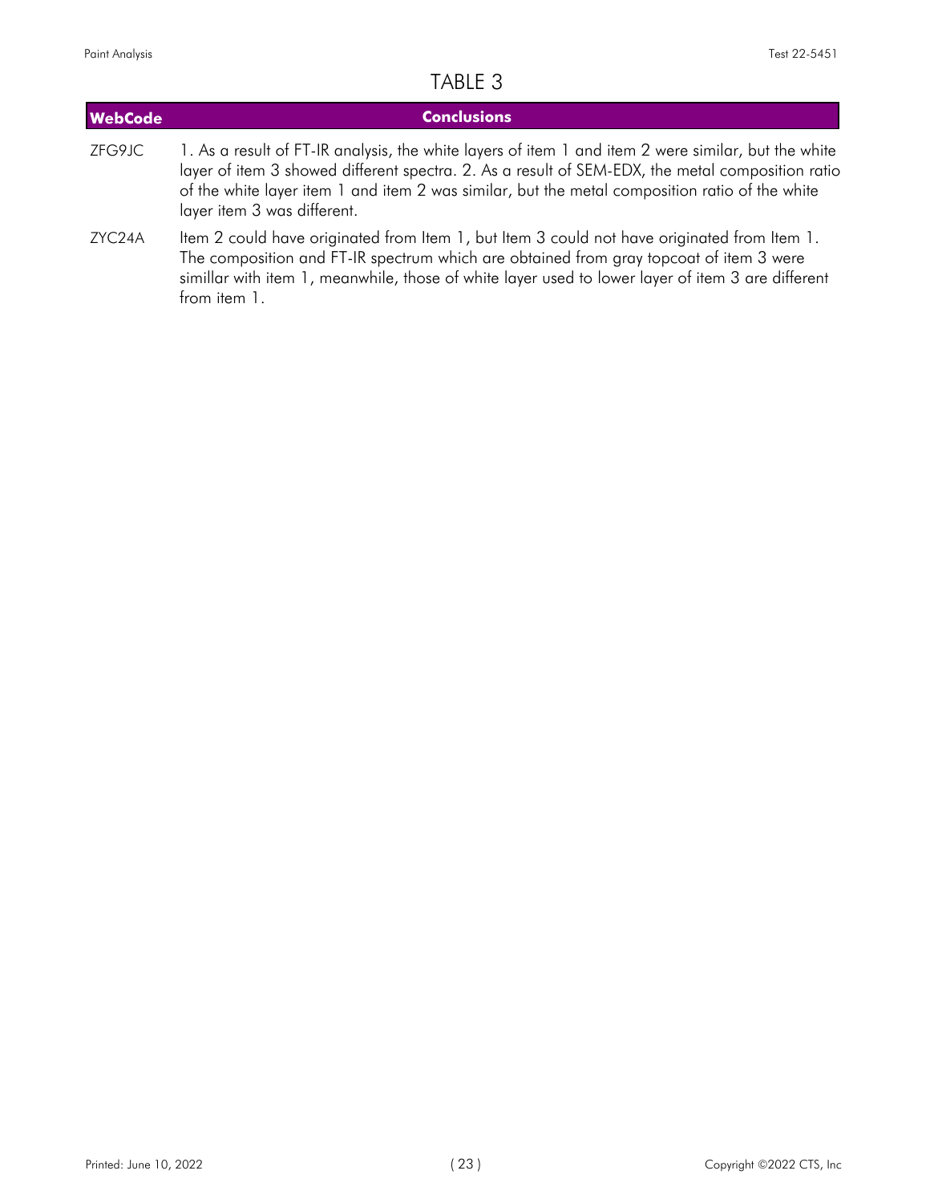# TABLE 3

| WebCode | Conclusions |
| --- | --- |
| ZFG9JC | 1. As a result of FT-IR analysis, the white layers of item 1 and item 2 were similar, but the white layer of item 3 showed different spectra. 2. As a result of SEM-EDX, the metal composition ratio of the white layer item 1 and item 2 was similar, but the metal composition ratio of the white layer item 3 was different. |
| ZYC24A | Item 2 could have originated from Item 1, but Item 3 could not have originated from Item 1. The composition and FT-IR spectrum which are obtained from gray topcoat of item 3 were simillar with item 1, meanwhile, those of white layer used to lower layer of item 3 are different from item 1. |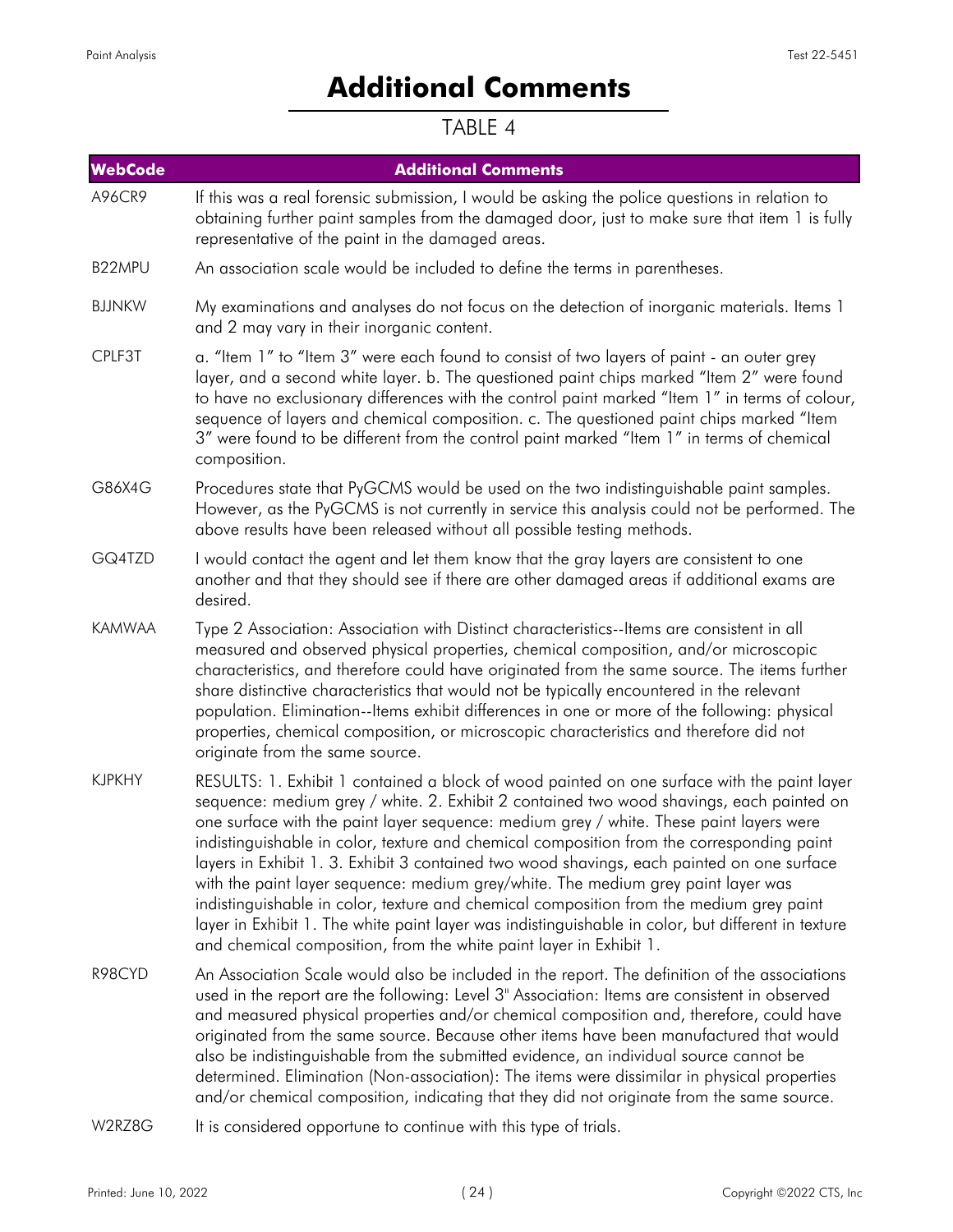# Additional Comments

TABLE 4

| WebCode | Additional Comments |
|---|---|
| A96CR9 | If this was a real forensic submission, I would be asking the police questions in relation to obtaining further paint samples from the damaged door, just to make sure that item 1 is fully representative of the paint in the damaged areas. |
| B22MPU | An association scale would be included to define the terms in parentheses. |
| BJJNKW | My examinations and analyses do not focus on the detection of inorganic materials. Items 1 and 2 may vary in their inorganic content. |
| CPLF3T | a. "Item 1" to "Item 3" were each found to consist of two layers of paint - an outer grey layer, and a second white layer. b. The questioned paint chips marked "Item 2" were found to have no exclusionary differences with the control paint marked "Item 1" in terms of colour, sequence of layers and chemical composition. c. The questioned paint chips marked "Item 3" were found to be different from the control paint marked "Item 1" in terms of chemical composition. |
| G86X4G | Procedures state that PyGCMS would be used on the two indistinguishable paint samples. However, as the PyGCMS is not currently in service this analysis could not be performed. The above results have been released without all possible testing methods. |
| GQ4TZD | I would contact the agent and let them know that the gray layers are consistent to one another and that they should see if there are other damaged areas if additional exams are desired. |
| KAMWAA | Type 2 Association: Association with Distinct characteristics--Items are consistent in all measured and observed physical properties, chemical composition, and/or microscopic characteristics, and therefore could have originated from the same source. The items further share distinctive characteristics that would not be typically encountered in the relevant population. Elimination--Items exhibit differences in one or more of the following: physical properties, chemical composition, or microscopic characteristics and therefore did not originate from the same source. |
| KJPKHY | RESULTS: 1. Exhibit 1 contained a block of wood painted on one surface with the paint layer sequence: medium grey / white. 2. Exhibit 2 contained two wood shavings, each painted on one surface with the paint layer sequence: medium grey / white. These paint layers were indistinguishable in color, texture and chemical composition from the corresponding paint layers in Exhibit 1. 3. Exhibit 3 contained two wood shavings, each painted on one surface with the paint layer sequence: medium grey/white. The medium grey paint layer was indistinguishable in color, texture and chemical composition from the medium grey paint layer in Exhibit 1. The white paint layer was indistinguishable in color, but different in texture and chemical composition, from the white paint layer in Exhibit 1. |
| R98CYD | An Association Scale would also be included in the report. The definition of the associations used in the report are the following: Level 3" Association: Items are consistent in observed and measured physical properties and/or chemical composition and, therefore, could have originated from the same source. Because other items have been manufactured that would also be indistinguishable from the submitted evidence, an individual source cannot be determined. Elimination (Non-association): The items were dissimilar in physical properties and/or chemical composition, indicating that they did not originate from the same source. |
| W2RZ8G | It is considered opportune to continue with this type of trials. |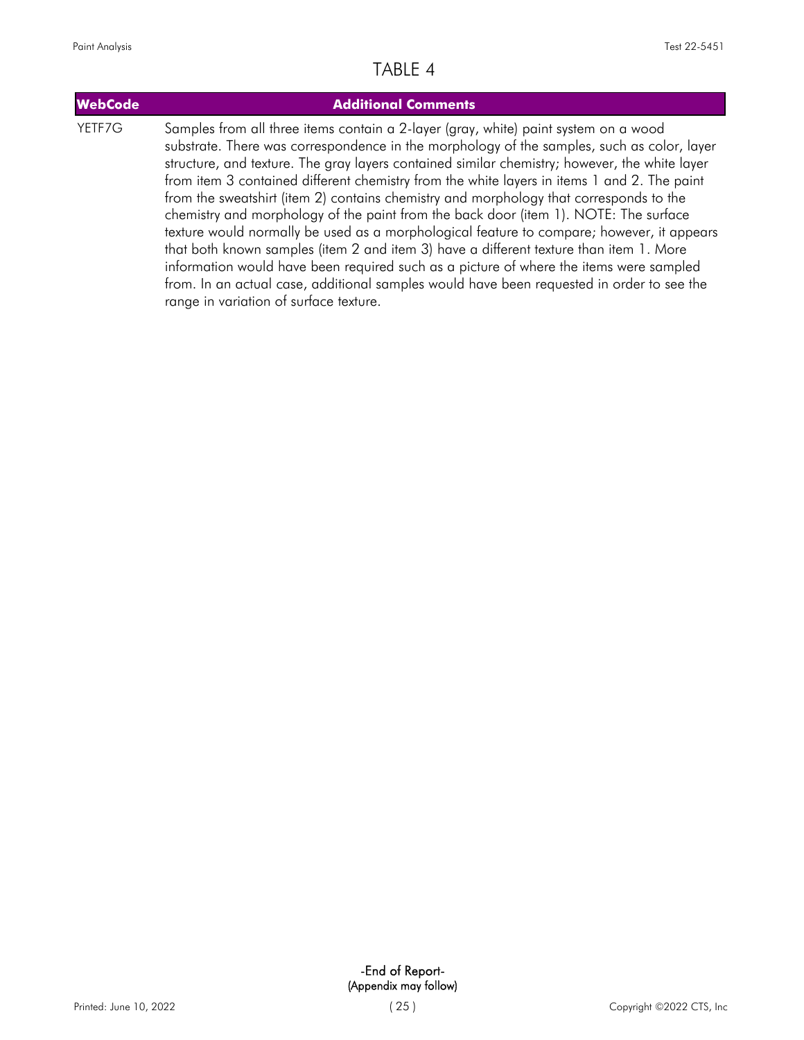# TABLE 4

| WebCode | Additional Comments |
| --- | --- |
| YETF7G | Samples from all three items contain a 2-layer (gray, white) paint system on a wood substrate. There was correspondence in the morphology of the samples, such as color, layer structure, and texture. The gray layers contained similar chemistry; however, the white layer from item 3 contained different chemistry from the white layers in items 1 and 2. The paint from the sweatshirt (item 2) contains chemistry and morphology that corresponds to the chemistry and morphology of the paint from the back door (item 1). NOTE: The surface texture would normally be used as a morphological feature to compare; however, it appears that both known samples (item 2 and item 3) have a different texture than item 1. More information would have been required such as a picture of where the items were sampled from. In an actual case, additional samples would have been requested in order to see the range in variation of surface texture. |

-End of Report-
(Appendix may follow)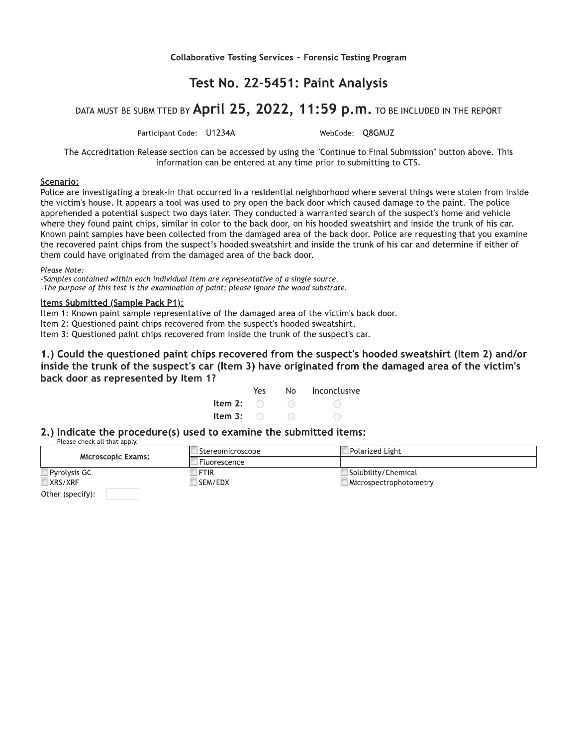Collaborative Testing Services ~ Forensic Testing Program

# Test No. 22-5451: Paint Analysis

DATA MUST BE SUBMITTED BY **April 25, 2022, 11:59 p.m.** TO BE INCLUDED IN THE REPORT

Participant Code: U1234A WebCode: Q8GMJZ

The Accreditation Release section can be accessed by using the "Continue to Final Submission" button above. This information can be entered at any time prior to submitting to CTS.

**Scenario:**

Police are investigating a break-in that occurred in a residential neighborhood where several things were stolen from inside the victim's house. It appears a tool was used to pry open the back door which caused damage to the paint. The police apprehended a potential suspect two days later. They conducted a warranted search of the suspect's home and vehicle where they found paint chips, similar in color to the back door, on his hooded sweatshirt and inside the trunk of his car. Known paint samples have been collected from the damaged area of the back door. Police are requesting that you examine the recovered paint chips from the suspect's hooded sweatshirt and inside the trunk of his car and determine if either of them could have originated from the damaged area of the back door.

*Please Note:*
*-Samples contained within each individual item are representative of a single source.*
*-The purpose of this test is the examination of paint; please ignore the wood substrate.*

**Items Submitted (Sample Pack P1):**

Item 1: Known paint sample representative of the damaged area of the victim's back door.
Item 2: Questioned paint chips recovered from the suspect's hooded sweatshirt.
Item 3: Questioned paint chips recovered from inside the trunk of the suspect's car.

### 1.) Could the questioned paint chips recovered from the suspect's hooded sweatshirt (Item 2) and/or inside the trunk of the suspect's car (Item 3) have originated from the damaged area of the victim's back door as represented by Item 1?

| | Yes | No | Inconclusive |
|---|---|---|---|
| **Item 2:** | ○ | ○ | ○ |
| **Item 3:** | ○ | ○ | ○ |

### 2.) Indicate the procedure(s) used to examine the submitted items:

Please check all that apply.

| **Microscopic Exams:** | ☐ Stereomicroscope | ☐ Polarized Light |
|---|---|---|
| | ☐ Fluorescence | |
| ☐ Pyrolysis GC | ☐ FTIR | ☐ Solubility/Chemical |
| ☐ XRS/XRF | ☐ SEM/EDX | ☐ Microspectrophotometry |

Other (specify):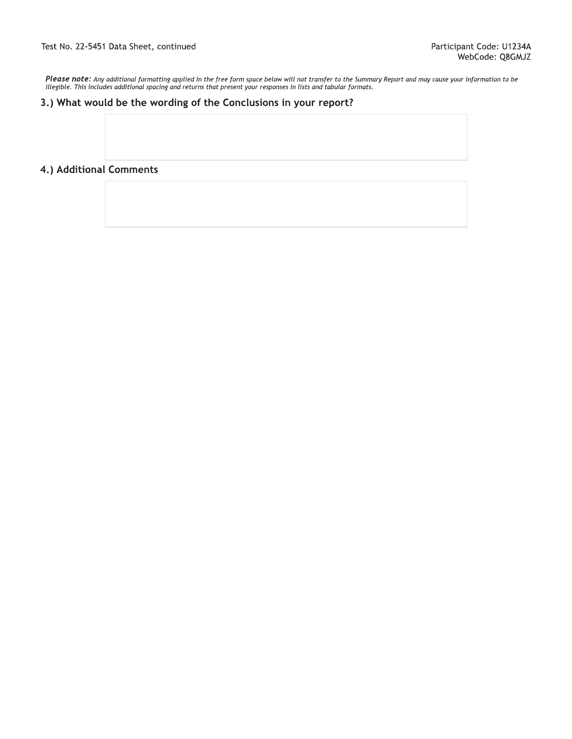Test No. 22-5451 Data Sheet, continued

Participant Code: U1234A
WebCode: Q8GMJZ

***Please note:*** *Any additional formatting applied in the free form space below will not transfer to the Summary Report and may cause your information to be illegible. This includes additional spacing and returns that present your responses in lists and tabular formats.*

## 3.) What would be the wording of the Conclusions in your report?

## 4.) Additional Comments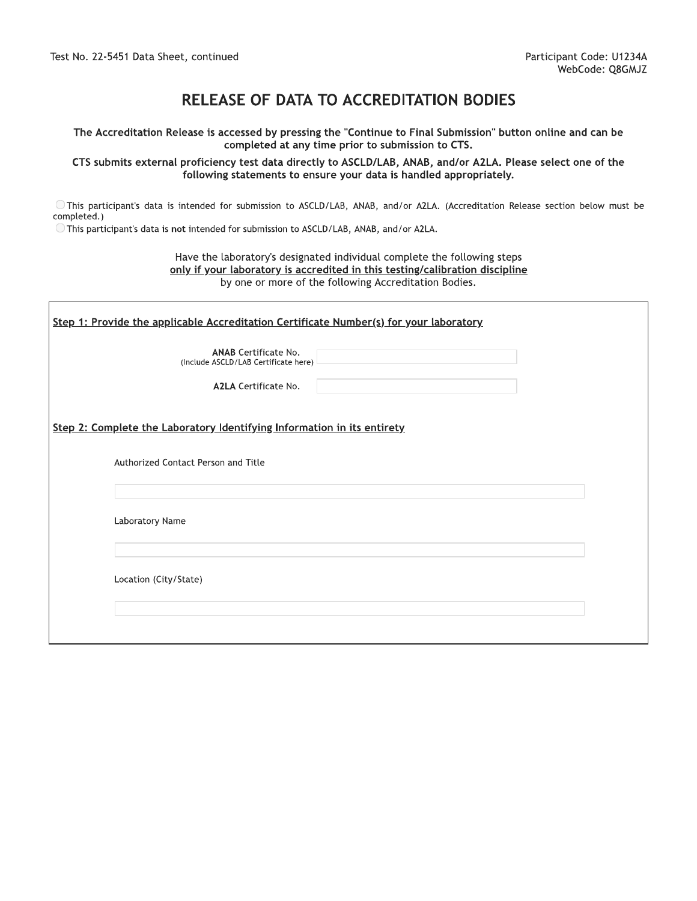Test No. 22-5451 Data Sheet, continued

Participant Code: U1234A
WebCode: Q8GMJZ

# RELEASE OF DATA TO ACCREDITATION BODIES

**The Accreditation Release is accessed by pressing the "Continue to Final Submission" button online and can be completed at any time prior to submission to CTS.**

**CTS submits external proficiency test data directly to ASCLD/LAB, ANAB, and/or A2LA. Please select one of the following statements to ensure your data is handled appropriately.**

- ◯ This participant's data is intended for submission to ASCLD/LAB, ANAB, and/or A2LA. (Accreditation Release section below must be completed.)
- ◯ This participant's data is **not** intended for submission to ASCLD/LAB, ANAB, and/or A2LA.

Have the laboratory's designated individual complete the following steps
**only if your laboratory is accredited in this testing/calibration discipline**
by one or more of the following Accreditation Bodies.

**Step 1: Provide the applicable Accreditation Certificate Number(s) for your laboratory**

**ANAB** Certificate No.
(Include ASCLD/LAB Certificate here) ____________________

**A2LA** Certificate No. ____________________

**Step 2: Complete the Laboratory Identifying Information in its entirety**

Authorized Contact Person and Title

____________________

Laboratory Name

____________________

Location (City/State)

____________________